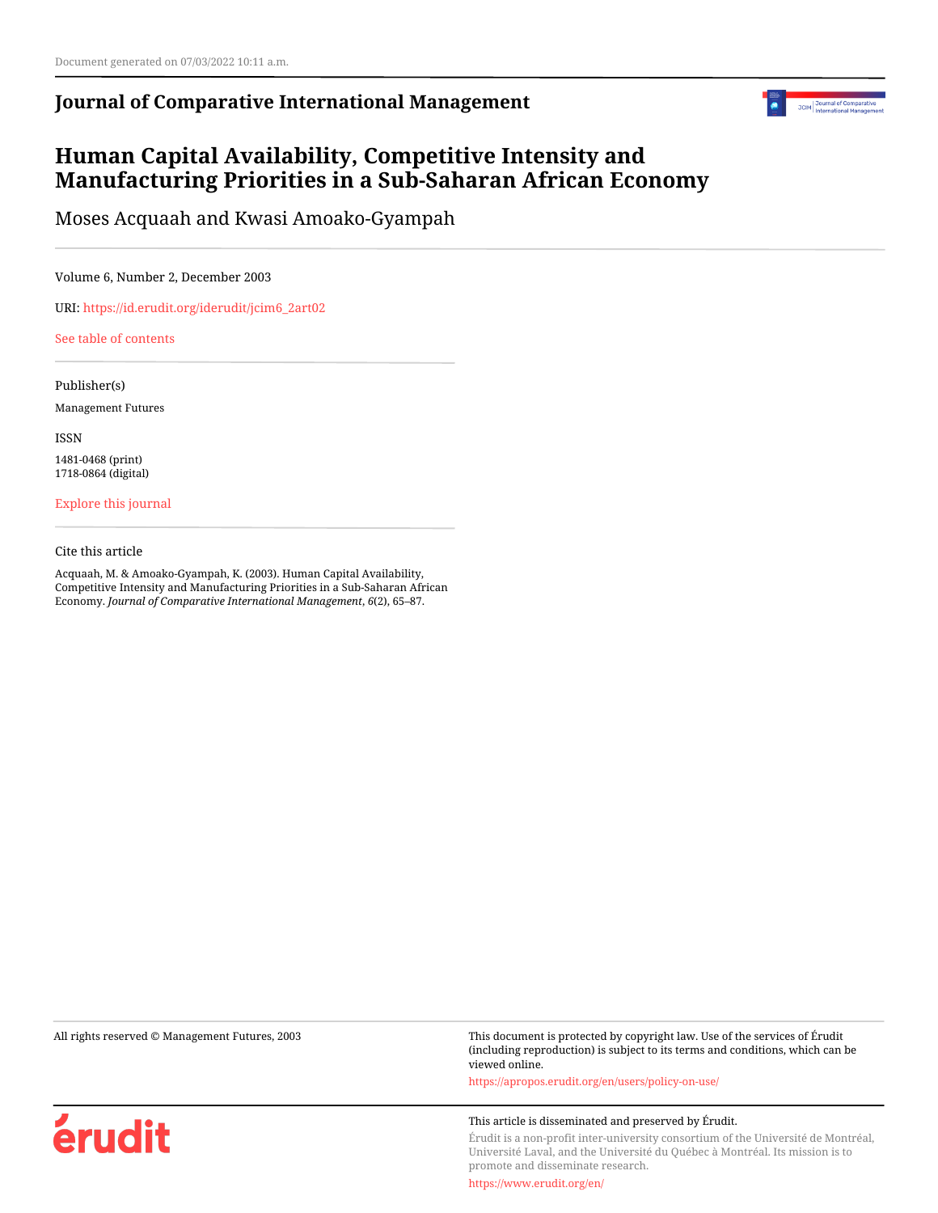Document generated on 07/03/2022 10:11 a.m.

**Journal of Comparative International Management**

# Human Capital Availability, Competitive Intensity and Manufacturing Priorities in a Sub-Saharan African Economy

Moses Acquaah and Kwasi Amoako-Gyampah

Volume 6, Number 2, December 2003

URI: https://id.erudit.org/iderudit/jcim6_2art02

See table of contents

Publisher(s)

Management Futures

ISSN

1481-0468 (print)
1718-0864 (digital)

Explore this journal

Cite this article

Acquaah, M. & Amoako-Gyampah, K. (2003). Human Capital Availability, Competitive Intensity and Manufacturing Priorities in a Sub-Saharan African Economy. *Journal of Comparative International Management*, *6*(2), 65–87.

All rights reserved © Management Futures, 2003

This document is protected by copyright law. Use of the services of Érudit (including reproduction) is subject to its terms and conditions, which can be viewed online.

https://apropos.erudit.org/en/users/policy-on-use/

This article is disseminated and preserved by Érudit.

Érudit is a non-profit inter-university consortium of the Université de Montréal, Université Laval, and the Université du Québec à Montréal. Its mission is to promote and disseminate research.

https://www.erudit.org/en/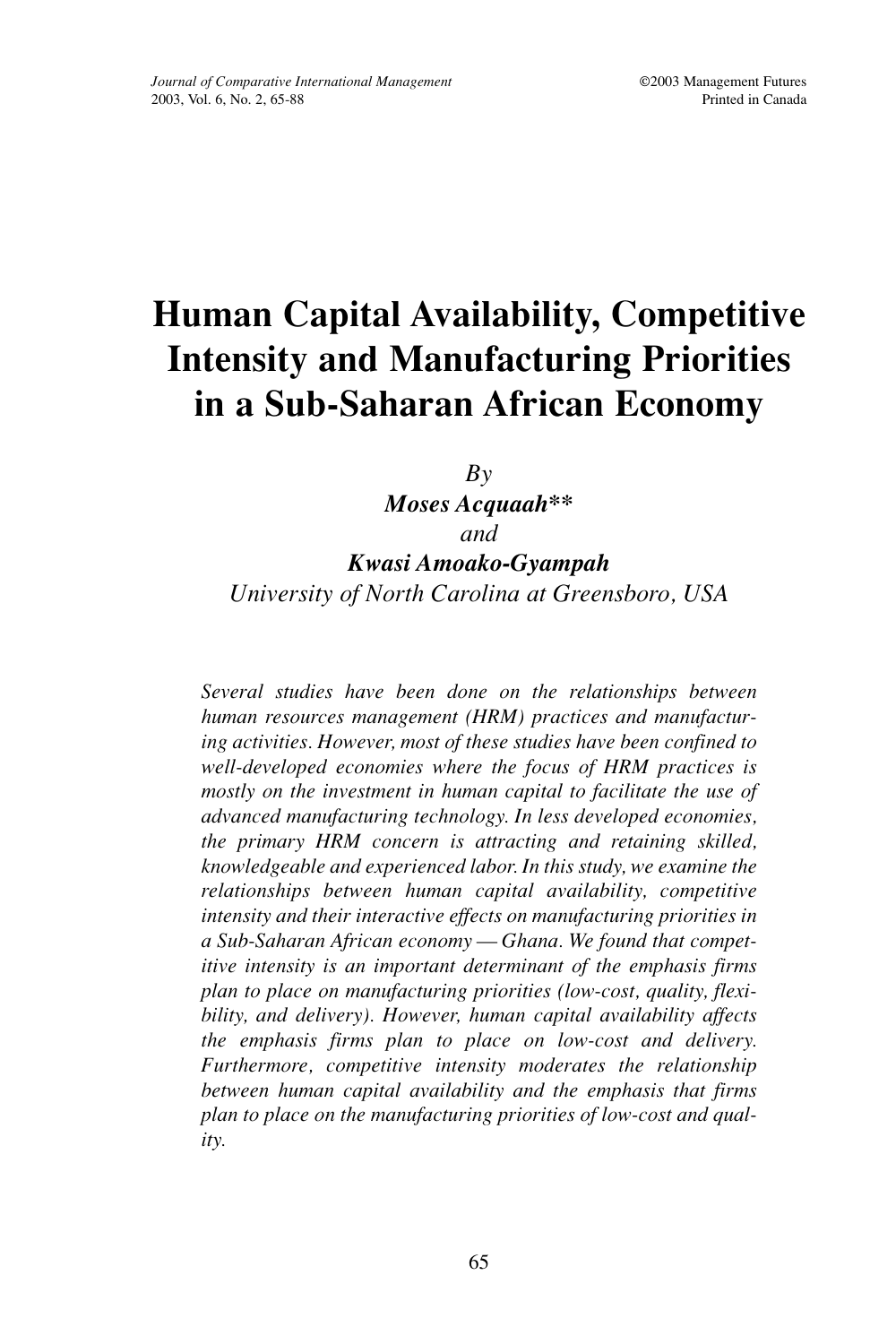# Human Capital Availability, Competitive Intensity and Manufacturing Priorities in a Sub-Saharan African Economy

*By*

***Moses Acquaah\*\****

*and*

***Kwasi Amoako-Gyampah***

*University of North Carolina at Greensboro, USA*

*Several studies have been done on the relationships between human resources management (HRM) practices and manufacturing activities. However, most of these studies have been confined to well-developed economies where the focus of HRM practices is mostly on the investment in human capital to facilitate the use of advanced manufacturing technology. In less developed economies, the primary HRM concern is attracting and retaining skilled, knowledgeable and experienced labor. In this study, we examine the relationships between human capital availability, competitive intensity and their interactive effects on manufacturing priorities in a Sub-Saharan African economy — Ghana. We found that competitive intensity is an important determinant of the emphasis firms plan to place on manufacturing priorities (low-cost, quality, flexibility, and delivery). However, human capital availability affects the emphasis firms plan to place on low-cost and delivery. Furthermore, competitive intensity moderates the relationship between human capital availability and the emphasis that firms plan to place on the manufacturing priorities of low-cost and quality.*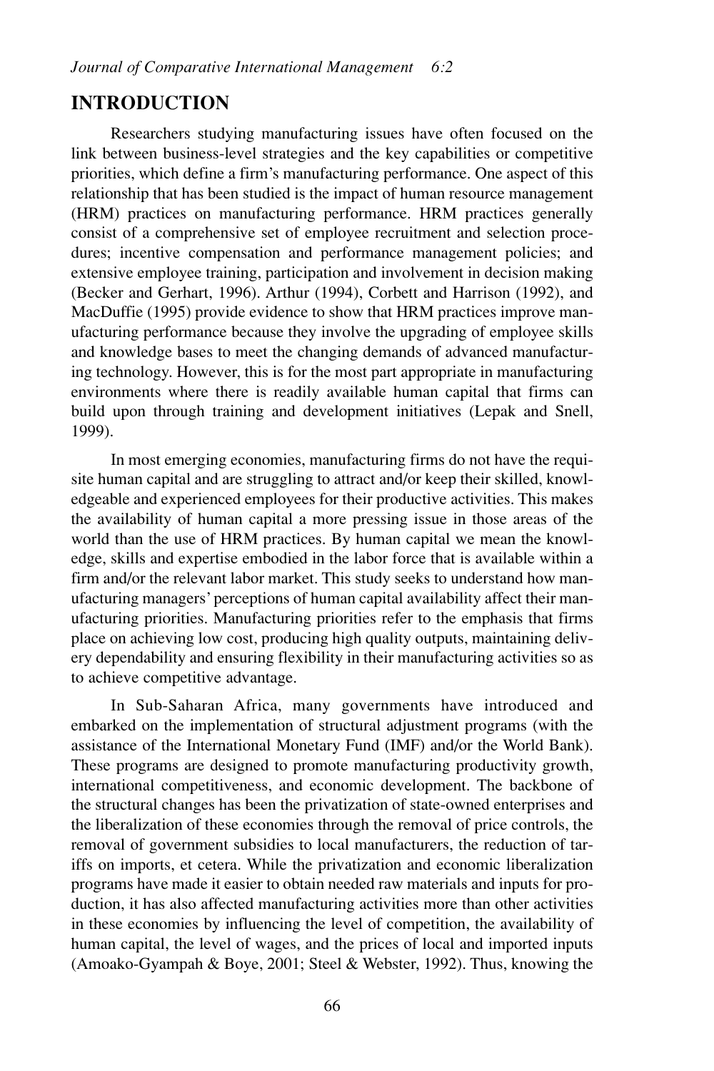## INTRODUCTION

Researchers studying manufacturing issues have often focused on the link between business-level strategies and the key capabilities or competitive priorities, which define a firm's manufacturing performance. One aspect of this relationship that has been studied is the impact of human resource management (HRM) practices on manufacturing performance. HRM practices generally consist of a comprehensive set of employee recruitment and selection procedures; incentive compensation and performance management policies; and extensive employee training, participation and involvement in decision making (Becker and Gerhart, 1996). Arthur (1994), Corbett and Harrison (1992), and MacDuffie (1995) provide evidence to show that HRM practices improve manufacturing performance because they involve the upgrading of employee skills and knowledge bases to meet the changing demands of advanced manufacturing technology. However, this is for the most part appropriate in manufacturing environments where there is readily available human capital that firms can build upon through training and development initiatives (Lepak and Snell, 1999).

In most emerging economies, manufacturing firms do not have the requisite human capital and are struggling to attract and/or keep their skilled, knowledgeable and experienced employees for their productive activities. This makes the availability of human capital a more pressing issue in those areas of the world than the use of HRM practices. By human capital we mean the knowledge, skills and expertise embodied in the labor force that is available within a firm and/or the relevant labor market. This study seeks to understand how manufacturing managers' perceptions of human capital availability affect their manufacturing priorities. Manufacturing priorities refer to the emphasis that firms place on achieving low cost, producing high quality outputs, maintaining delivery dependability and ensuring flexibility in their manufacturing activities so as to achieve competitive advantage.

In Sub-Saharan Africa, many governments have introduced and embarked on the implementation of structural adjustment programs (with the assistance of the International Monetary Fund (IMF) and/or the World Bank). These programs are designed to promote manufacturing productivity growth, international competitiveness, and economic development. The backbone of the structural changes has been the privatization of state-owned enterprises and the liberalization of these economies through the removal of price controls, the removal of government subsidies to local manufacturers, the reduction of tariffs on imports, et cetera. While the privatization and economic liberalization programs have made it easier to obtain needed raw materials and inputs for production, it has also affected manufacturing activities more than other activities in these economies by influencing the level of competition, the availability of human capital, the level of wages, and the prices of local and imported inputs (Amoako-Gyampah & Boye, 2001; Steel & Webster, 1992). Thus, knowing the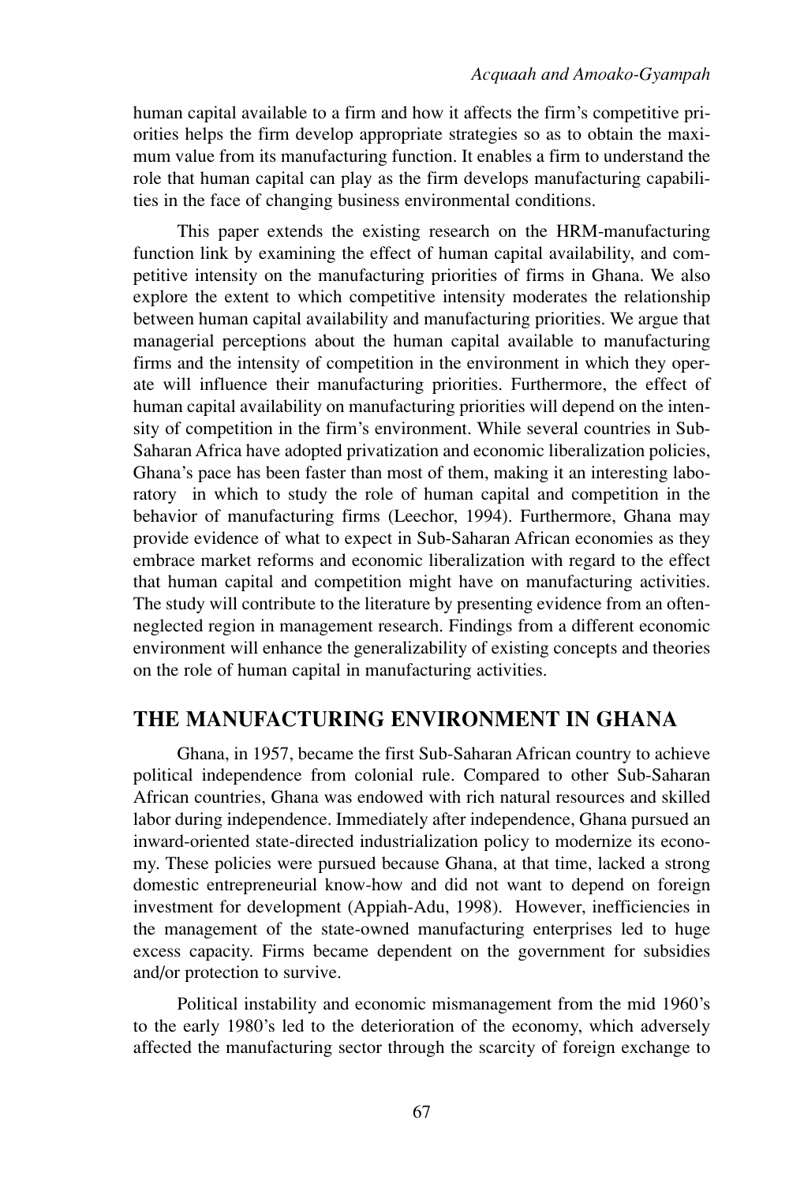human capital available to a firm and how it affects the firm's competitive priorities helps the firm develop appropriate strategies so as to obtain the maximum value from its manufacturing function. It enables a firm to understand the role that human capital can play as the firm develops manufacturing capabilities in the face of changing business environmental conditions.

This paper extends the existing research on the HRM-manufacturing function link by examining the effect of human capital availability, and competitive intensity on the manufacturing priorities of firms in Ghana. We also explore the extent to which competitive intensity moderates the relationship between human capital availability and manufacturing priorities. We argue that managerial perceptions about the human capital available to manufacturing firms and the intensity of competition in the environment in which they operate will influence their manufacturing priorities. Furthermore, the effect of human capital availability on manufacturing priorities will depend on the intensity of competition in the firm's environment. While several countries in Sub-Saharan Africa have adopted privatization and economic liberalization policies, Ghana's pace has been faster than most of them, making it an interesting laboratory in which to study the role of human capital and competition in the behavior of manufacturing firms (Leechor, 1994). Furthermore, Ghana may provide evidence of what to expect in Sub-Saharan African economies as they embrace market reforms and economic liberalization with regard to the effect that human capital and competition might have on manufacturing activities. The study will contribute to the literature by presenting evidence from an often-neglected region in management research. Findings from a different economic environment will enhance the generalizability of existing concepts and theories on the role of human capital in manufacturing activities.

## THE MANUFACTURING ENVIRONMENT IN GHANA

Ghana, in 1957, became the first Sub-Saharan African country to achieve political independence from colonial rule. Compared to other Sub-Saharan African countries, Ghana was endowed with rich natural resources and skilled labor during independence. Immediately after independence, Ghana pursued an inward-oriented state-directed industrialization policy to modernize its economy. These policies were pursued because Ghana, at that time, lacked a strong domestic entrepreneurial know-how and did not want to depend on foreign investment for development (Appiah-Adu, 1998). However, inefficiencies in the management of the state-owned manufacturing enterprises led to huge excess capacity. Firms became dependent on the government for subsidies and/or protection to survive.

Political instability and economic mismanagement from the mid 1960's to the early 1980's led to the deterioration of the economy, which adversely affected the manufacturing sector through the scarcity of foreign exchange to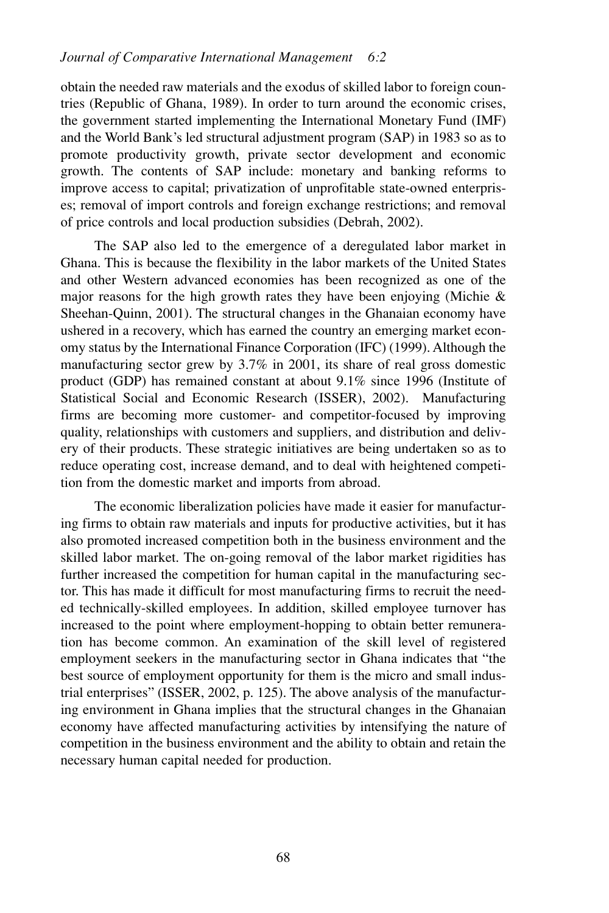obtain the needed raw materials and the exodus of skilled labor to foreign countries (Republic of Ghana, 1989). In order to turn around the economic crises, the government started implementing the International Monetary Fund (IMF) and the World Bank's led structural adjustment program (SAP) in 1983 so as to promote productivity growth, private sector development and economic growth. The contents of SAP include: monetary and banking reforms to improve access to capital; privatization of unprofitable state-owned enterprises; removal of import controls and foreign exchange restrictions; and removal of price controls and local production subsidies (Debrah, 2002).

The SAP also led to the emergence of a deregulated labor market in Ghana. This is because the flexibility in the labor markets of the United States and other Western advanced economies has been recognized as one of the major reasons for the high growth rates they have been enjoying (Michie & Sheehan-Quinn, 2001). The structural changes in the Ghanaian economy have ushered in a recovery, which has earned the country an emerging market economy status by the International Finance Corporation (IFC) (1999). Although the manufacturing sector grew by 3.7% in 2001, its share of real gross domestic product (GDP) has remained constant at about 9.1% since 1996 (Institute of Statistical Social and Economic Research (ISSER), 2002). Manufacturing firms are becoming more customer- and competitor-focused by improving quality, relationships with customers and suppliers, and distribution and delivery of their products. These strategic initiatives are being undertaken so as to reduce operating cost, increase demand, and to deal with heightened competition from the domestic market and imports from abroad.

The economic liberalization policies have made it easier for manufacturing firms to obtain raw materials and inputs for productive activities, but it has also promoted increased competition both in the business environment and the skilled labor market. The on-going removal of the labor market rigidities has further increased the competition for human capital in the manufacturing sector. This has made it difficult for most manufacturing firms to recruit the needed technically-skilled employees. In addition, skilled employee turnover has increased to the point where employment-hopping to obtain better remuneration has become common. An examination of the skill level of registered employment seekers in the manufacturing sector in Ghana indicates that "the best source of employment opportunity for them is the micro and small industrial enterprises" (ISSER, 2002, p. 125). The above analysis of the manufacturing environment in Ghana implies that the structural changes in the Ghanaian economy have affected manufacturing activities by intensifying the nature of competition in the business environment and the ability to obtain and retain the necessary human capital needed for production.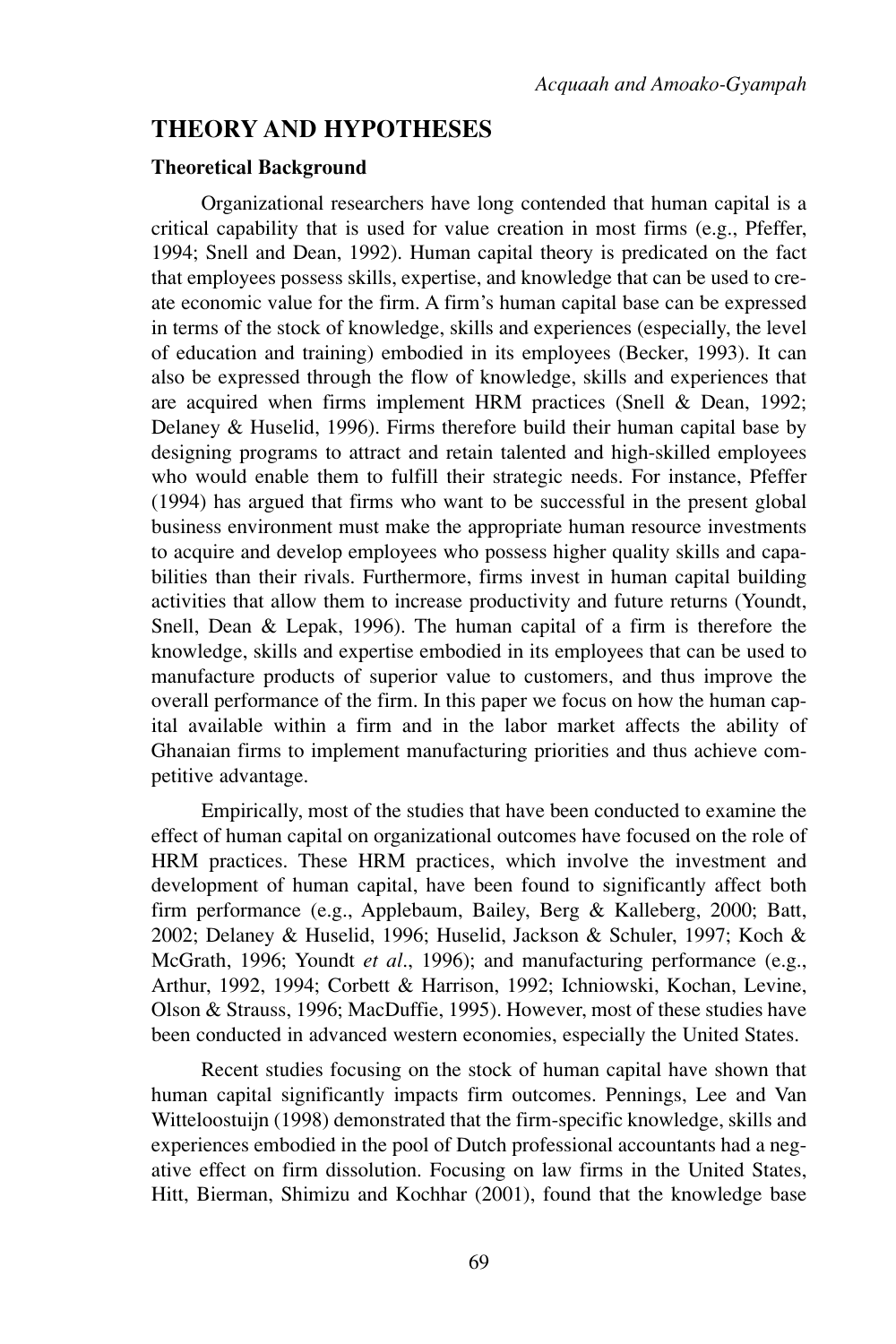## THEORY AND HYPOTHESES

### Theoretical Background

Organizational researchers have long contended that human capital is a critical capability that is used for value creation in most firms (e.g., Pfeffer, 1994; Snell and Dean, 1992). Human capital theory is predicated on the fact that employees possess skills, expertise, and knowledge that can be used to create economic value for the firm. A firm's human capital base can be expressed in terms of the stock of knowledge, skills and experiences (especially, the level of education and training) embodied in its employees (Becker, 1993). It can also be expressed through the flow of knowledge, skills and experiences that are acquired when firms implement HRM practices (Snell & Dean, 1992; Delaney & Huselid, 1996). Firms therefore build their human capital base by designing programs to attract and retain talented and high-skilled employees who would enable them to fulfill their strategic needs. For instance, Pfeffer (1994) has argued that firms who want to be successful in the present global business environment must make the appropriate human resource investments to acquire and develop employees who possess higher quality skills and capabilities than their rivals. Furthermore, firms invest in human capital building activities that allow them to increase productivity and future returns (Youndt, Snell, Dean & Lepak, 1996). The human capital of a firm is therefore the knowledge, skills and expertise embodied in its employees that can be used to manufacture products of superior value to customers, and thus improve the overall performance of the firm. In this paper we focus on how the human capital available within a firm and in the labor market affects the ability of Ghanaian firms to implement manufacturing priorities and thus achieve competitive advantage.

Empirically, most of the studies that have been conducted to examine the effect of human capital on organizational outcomes have focused on the role of HRM practices. These HRM practices, which involve the investment and development of human capital, have been found to significantly affect both firm performance (e.g., Applebaum, Bailey, Berg & Kalleberg, 2000; Batt, 2002; Delaney & Huselid, 1996; Huselid, Jackson & Schuler, 1997; Koch & McGrath, 1996; Youndt *et al*., 1996); and manufacturing performance (e.g., Arthur, 1992, 1994; Corbett & Harrison, 1992; Ichniowski, Kochan, Levine, Olson & Strauss, 1996; MacDuffie, 1995). However, most of these studies have been conducted in advanced western economies, especially the United States.

Recent studies focusing on the stock of human capital have shown that human capital significantly impacts firm outcomes. Pennings, Lee and Van Witteloostuijn (1998) demonstrated that the firm-specific knowledge, skills and experiences embodied in the pool of Dutch professional accountants had a negative effect on firm dissolution. Focusing on law firms in the United States, Hitt, Bierman, Shimizu and Kochhar (2001), found that the knowledge base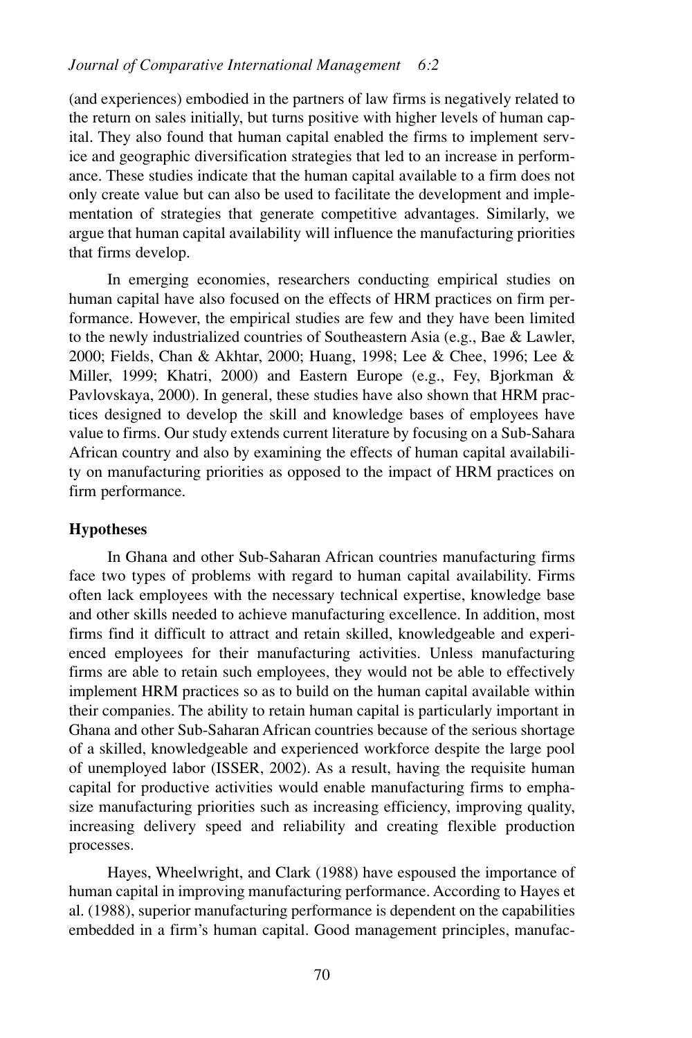(and experiences) embodied in the partners of law firms is negatively related to the return on sales initially, but turns positive with higher levels of human capital. They also found that human capital enabled the firms to implement service and geographic diversification strategies that led to an increase in performance. These studies indicate that the human capital available to a firm does not only create value but can also be used to facilitate the development and implementation of strategies that generate competitive advantages. Similarly, we argue that human capital availability will influence the manufacturing priorities that firms develop.

In emerging economies, researchers conducting empirical studies on human capital have also focused on the effects of HRM practices on firm performance. However, the empirical studies are few and they have been limited to the newly industrialized countries of Southeastern Asia (e.g., Bae & Lawler, 2000; Fields, Chan & Akhtar, 2000; Huang, 1998; Lee & Chee, 1996; Lee & Miller, 1999; Khatri, 2000) and Eastern Europe (e.g., Fey, Bjorkman & Pavlovskaya, 2000). In general, these studies have also shown that HRM practices designed to develop the skill and knowledge bases of employees have value to firms. Our study extends current literature by focusing on a Sub-Sahara African country and also by examining the effects of human capital availability on manufacturing priorities as opposed to the impact of HRM practices on firm performance.

## Hypotheses

In Ghana and other Sub-Saharan African countries manufacturing firms face two types of problems with regard to human capital availability. Firms often lack employees with the necessary technical expertise, knowledge base and other skills needed to achieve manufacturing excellence. In addition, most firms find it difficult to attract and retain skilled, knowledgeable and experienced employees for their manufacturing activities. Unless manufacturing firms are able to retain such employees, they would not be able to effectively implement HRM practices so as to build on the human capital available within their companies. The ability to retain human capital is particularly important in Ghana and other Sub-Saharan African countries because of the serious shortage of a skilled, knowledgeable and experienced workforce despite the large pool of unemployed labor (ISSER, 2002). As a result, having the requisite human capital for productive activities would enable manufacturing firms to emphasize manufacturing priorities such as increasing efficiency, improving quality, increasing delivery speed and reliability and creating flexible production processes.

Hayes, Wheelwright, and Clark (1988) have espoused the importance of human capital in improving manufacturing performance. According to Hayes et al. (1988), superior manufacturing performance is dependent on the capabilities embedded in a firm's human capital. Good management principles, manufac-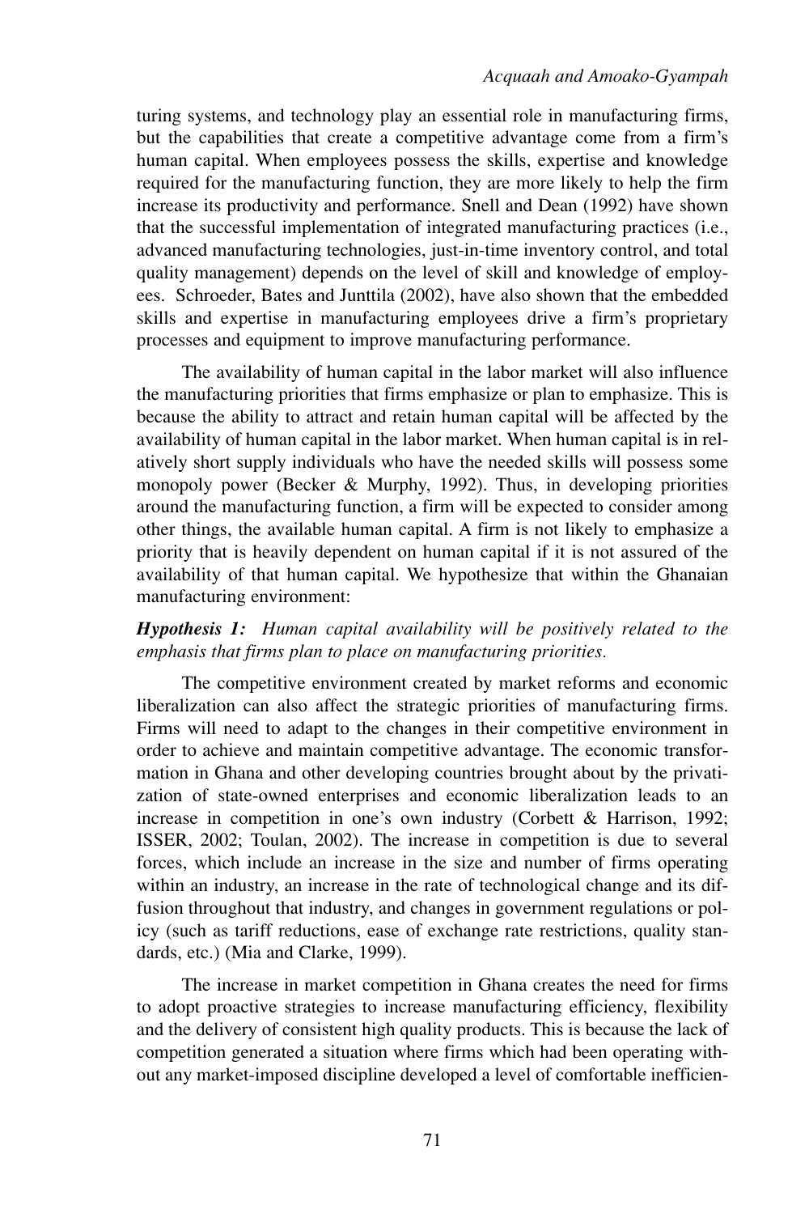turing systems, and technology play an essential role in manufacturing firms, but the capabilities that create a competitive advantage come from a firm's human capital. When employees possess the skills, expertise and knowledge required for the manufacturing function, they are more likely to help the firm increase its productivity and performance. Snell and Dean (1992) have shown that the successful implementation of integrated manufacturing practices (i.e., advanced manufacturing technologies, just-in-time inventory control, and total quality management) depends on the level of skill and knowledge of employees. Schroeder, Bates and Junttila (2002), have also shown that the embedded skills and expertise in manufacturing employees drive a firm's proprietary processes and equipment to improve manufacturing performance.

The availability of human capital in the labor market will also influence the manufacturing priorities that firms emphasize or plan to emphasize. This is because the ability to attract and retain human capital will be affected by the availability of human capital in the labor market. When human capital is in relatively short supply individuals who have the needed skills will possess some monopoly power (Becker & Murphy, 1992). Thus, in developing priorities around the manufacturing function, a firm will be expected to consider among other things, the available human capital. A firm is not likely to emphasize a priority that is heavily dependent on human capital if it is not assured of the availability of that human capital. We hypothesize that within the Ghanaian manufacturing environment:

***Hypothesis 1:*** *Human capital availability will be positively related to the emphasis that firms plan to place on manufacturing priorities.*

The competitive environment created by market reforms and economic liberalization can also affect the strategic priorities of manufacturing firms. Firms will need to adapt to the changes in their competitive environment in order to achieve and maintain competitive advantage. The economic transformation in Ghana and other developing countries brought about by the privatization of state-owned enterprises and economic liberalization leads to an increase in competition in one's own industry (Corbett & Harrison, 1992; ISSER, 2002; Toulan, 2002). The increase in competition is due to several forces, which include an increase in the size and number of firms operating within an industry, an increase in the rate of technological change and its diffusion throughout that industry, and changes in government regulations or policy (such as tariff reductions, ease of exchange rate restrictions, quality standards, etc.) (Mia and Clarke, 1999).

The increase in market competition in Ghana creates the need for firms to adopt proactive strategies to increase manufacturing efficiency, flexibility and the delivery of consistent high quality products. This is because the lack of competition generated a situation where firms which had been operating without any market-imposed discipline developed a level of comfortable inefficien-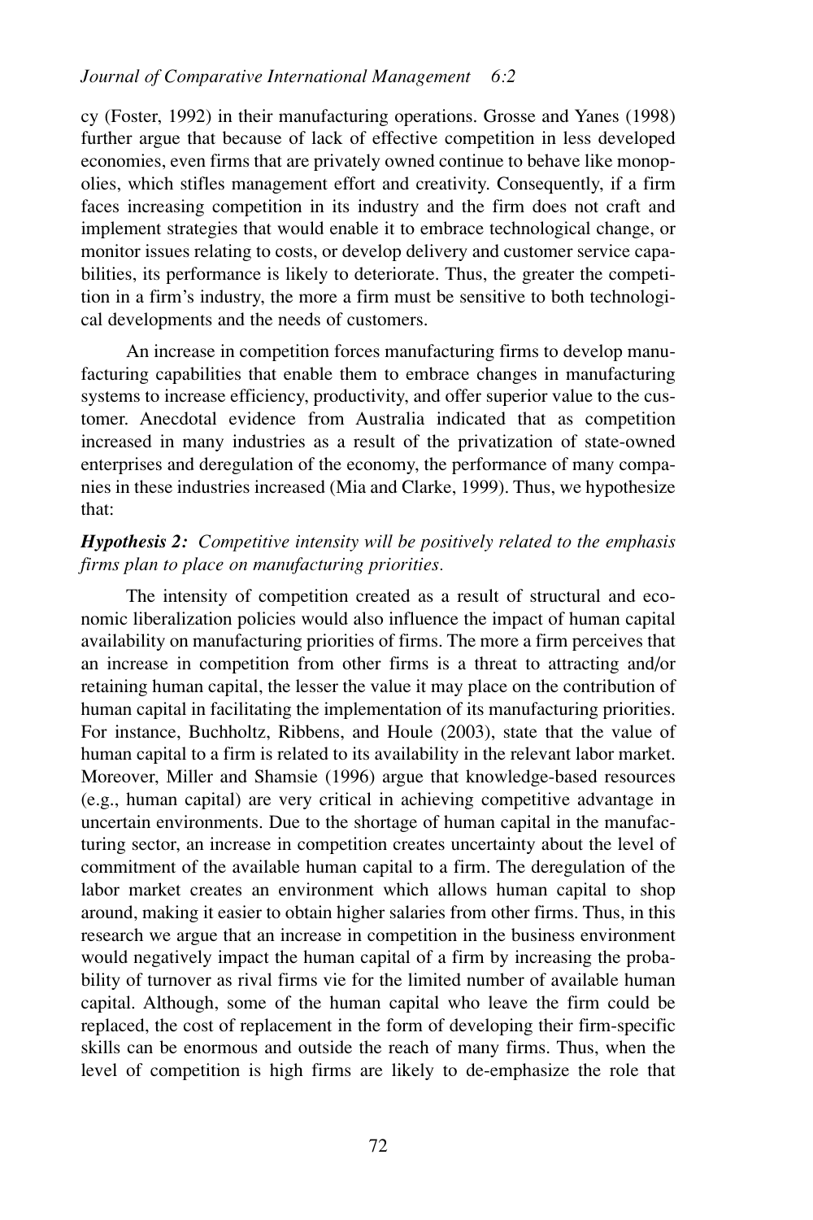cy (Foster, 1992) in their manufacturing operations. Grosse and Yanes (1998) further argue that because of lack of effective competition in less developed economies, even firms that are privately owned continue to behave like monopolies, which stifles management effort and creativity. Consequently, if a firm faces increasing competition in its industry and the firm does not craft and implement strategies that would enable it to embrace technological change, or monitor issues relating to costs, or develop delivery and customer service capabilities, its performance is likely to deteriorate. Thus, the greater the competition in a firm's industry, the more a firm must be sensitive to both technological developments and the needs of customers.

An increase in competition forces manufacturing firms to develop manufacturing capabilities that enable them to embrace changes in manufacturing systems to increase efficiency, productivity, and offer superior value to the customer. Anecdotal evidence from Australia indicated that as competition increased in many industries as a result of the privatization of state-owned enterprises and deregulation of the economy, the performance of many companies in these industries increased (Mia and Clarke, 1999). Thus, we hypothesize that:

***Hypothesis 2:*** *Competitive intensity will be positively related to the emphasis firms plan to place on manufacturing priorities.*

The intensity of competition created as a result of structural and economic liberalization policies would also influence the impact of human capital availability on manufacturing priorities of firms. The more a firm perceives that an increase in competition from other firms is a threat to attracting and/or retaining human capital, the lesser the value it may place on the contribution of human capital in facilitating the implementation of its manufacturing priorities. For instance, Buchholtz, Ribbens, and Houle (2003), state that the value of human capital to a firm is related to its availability in the relevant labor market. Moreover, Miller and Shamsie (1996) argue that knowledge-based resources (e.g., human capital) are very critical in achieving competitive advantage in uncertain environments. Due to the shortage of human capital in the manufacturing sector, an increase in competition creates uncertainty about the level of commitment of the available human capital to a firm. The deregulation of the labor market creates an environment which allows human capital to shop around, making it easier to obtain higher salaries from other firms. Thus, in this research we argue that an increase in competition in the business environment would negatively impact the human capital of a firm by increasing the probability of turnover as rival firms vie for the limited number of available human capital. Although, some of the human capital who leave the firm could be replaced, the cost of replacement in the form of developing their firm-specific skills can be enormous and outside the reach of many firms. Thus, when the level of competition is high firms are likely to de-emphasize the role that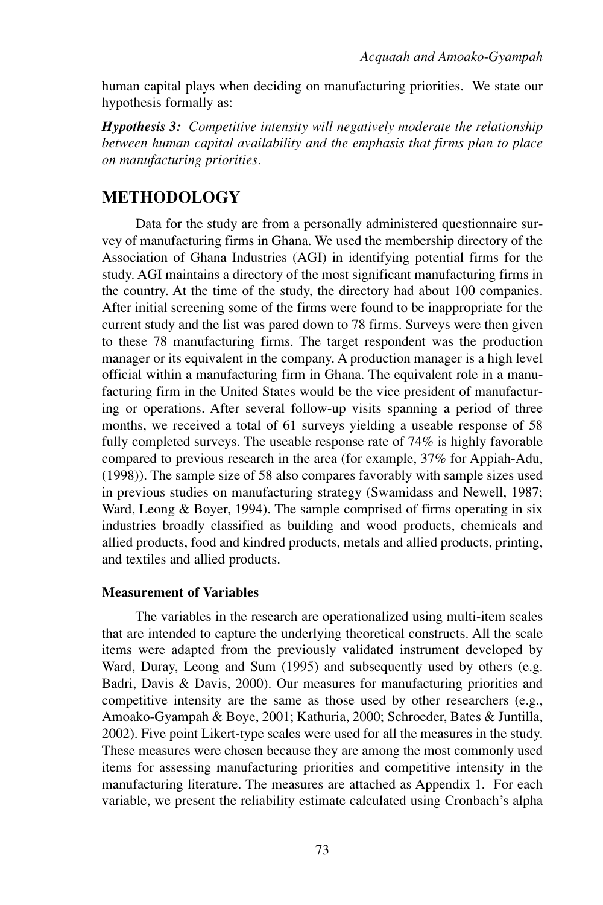human capital plays when deciding on manufacturing priorities. We state our hypothesis formally as:

***Hypothesis 3:*** *Competitive intensity will negatively moderate the relationship between human capital availability and the emphasis that firms plan to place on manufacturing priorities.*

## METHODOLOGY

Data for the study are from a personally administered questionnaire survey of manufacturing firms in Ghana. We used the membership directory of the Association of Ghana Industries (AGI) in identifying potential firms for the study. AGI maintains a directory of the most significant manufacturing firms in the country. At the time of the study, the directory had about 100 companies. After initial screening some of the firms were found to be inappropriate for the current study and the list was pared down to 78 firms. Surveys were then given to these 78 manufacturing firms. The target respondent was the production manager or its equivalent in the company. A production manager is a high level official within a manufacturing firm in Ghana. The equivalent role in a manufacturing firm in the United States would be the vice president of manufacturing or operations. After several follow-up visits spanning a period of three months, we received a total of 61 surveys yielding a useable response of 58 fully completed surveys. The useable response rate of 74% is highly favorable compared to previous research in the area (for example, 37% for Appiah-Adu, (1998)). The sample size of 58 also compares favorably with sample sizes used in previous studies on manufacturing strategy (Swamidass and Newell, 1987; Ward, Leong & Boyer, 1994). The sample comprised of firms operating in six industries broadly classified as building and wood products, chemicals and allied products, food and kindred products, metals and allied products, printing, and textiles and allied products.

### Measurement of Variables

The variables in the research are operationalized using multi-item scales that are intended to capture the underlying theoretical constructs. All the scale items were adapted from the previously validated instrument developed by Ward, Duray, Leong and Sum (1995) and subsequently used by others (e.g. Badri, Davis & Davis, 2000). Our measures for manufacturing priorities and competitive intensity are the same as those used by other researchers (e.g., Amoako-Gyampah & Boye, 2001; Kathuria, 2000; Schroeder, Bates & Juntilla, 2002). Five point Likert-type scales were used for all the measures in the study. These measures were chosen because they are among the most commonly used items for assessing manufacturing priorities and competitive intensity in the manufacturing literature. The measures are attached as Appendix 1. For each variable, we present the reliability estimate calculated using Cronbach's alpha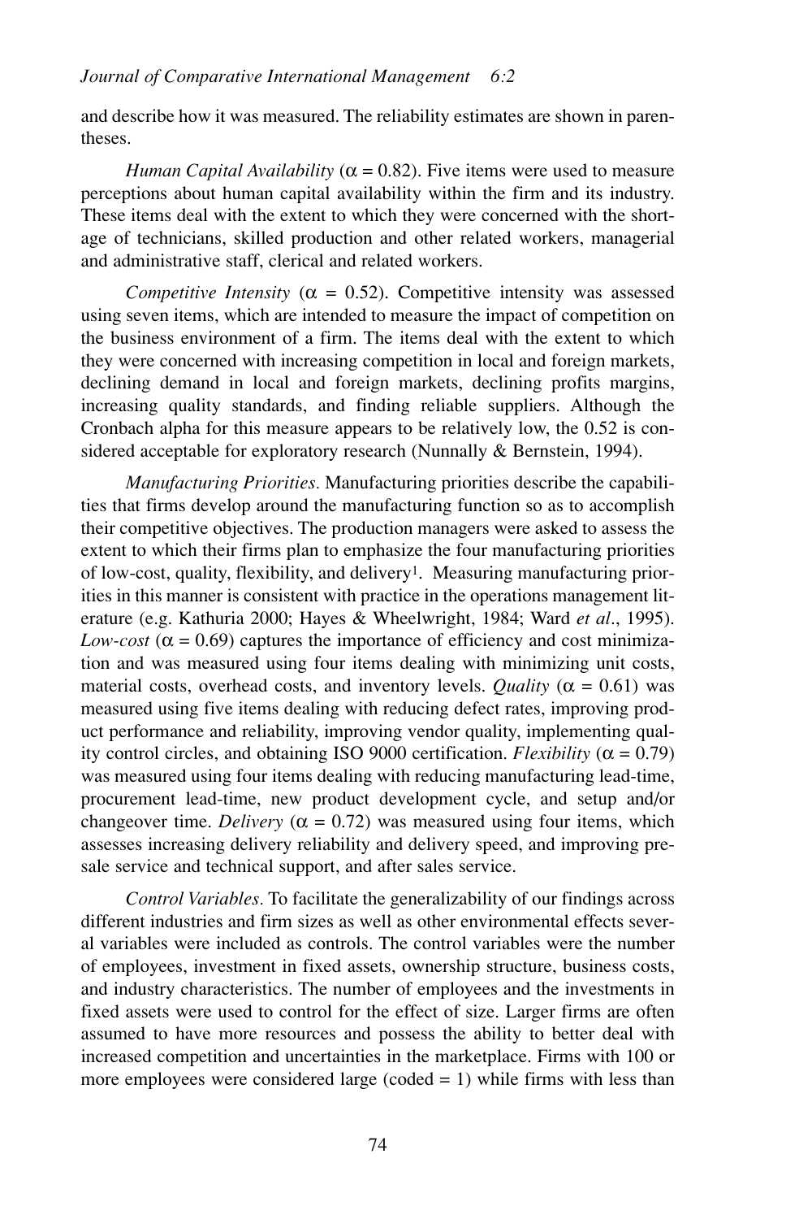and describe how it was measured. The reliability estimates are shown in parentheses.

*Human Capital Availability* ($\alpha = 0.82$). Five items were used to measure perceptions about human capital availability within the firm and its industry. These items deal with the extent to which they were concerned with the shortage of technicians, skilled production and other related workers, managerial and administrative staff, clerical and related workers.

*Competitive Intensity* ($\alpha = 0.52$). Competitive intensity was assessed using seven items, which are intended to measure the impact of competition on the business environment of a firm. The items deal with the extent to which they were concerned with increasing competition in local and foreign markets, declining demand in local and foreign markets, declining profits margins, increasing quality standards, and finding reliable suppliers. Although the Cronbach alpha for this measure appears to be relatively low, the 0.52 is considered acceptable for exploratory research (Nunnally & Bernstein, 1994).

*Manufacturing Priorities.* Manufacturing priorities describe the capabilities that firms develop around the manufacturing function so as to accomplish their competitive objectives. The production managers were asked to assess the extent to which their firms plan to emphasize the four manufacturing priorities of low-cost, quality, flexibility, and delivery[1]. Measuring manufacturing priorities in this manner is consistent with practice in the operations management literature (e.g. Kathuria 2000; Hayes & Wheelwright, 1984; Ward *et al*., 1995). *Low-cost* ($\alpha = 0.69$) captures the importance of efficiency and cost minimization and was measured using four items dealing with minimizing unit costs, material costs, overhead costs, and inventory levels. *Quality* ($\alpha = 0.61$) was measured using five items dealing with reducing defect rates, improving product performance and reliability, improving vendor quality, implementing quality control circles, and obtaining ISO 9000 certification. *Flexibility* ($\alpha = 0.79$) was measured using four items dealing with reducing manufacturing lead-time, procurement lead-time, new product development cycle, and setup and/or changeover time. *Delivery* ($\alpha = 0.72$) was measured using four items, which assesses increasing delivery reliability and delivery speed, and improving presale service and technical support, and after sales service.

*Control Variables.* To facilitate the generalizability of our findings across different industries and firm sizes as well as other environmental effects several variables were included as controls. The control variables were the number of employees, investment in fixed assets, ownership structure, business costs, and industry characteristics. The number of employees and the investments in fixed assets were used to control for the effect of size. Larger firms are often assumed to have more resources and possess the ability to better deal with increased competition and uncertainties in the marketplace. Firms with 100 or more employees were considered large (coded = 1) while firms with less than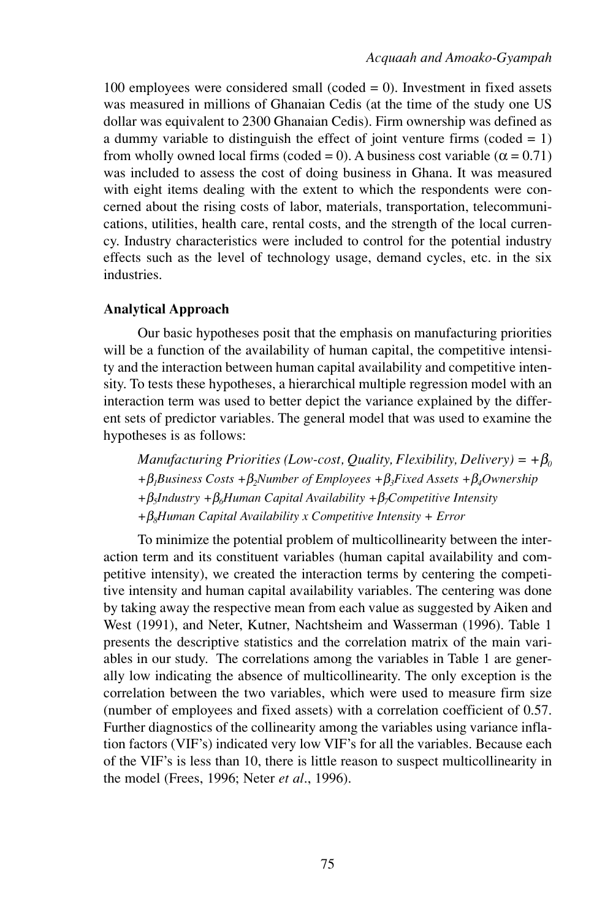100 employees were considered small (coded = 0). Investment in fixed assets was measured in millions of Ghanaian Cedis (at the time of the study one US dollar was equivalent to 2300 Ghanaian Cedis). Firm ownership was defined as a dummy variable to distinguish the effect of joint venture firms (coded = 1) from wholly owned local firms (coded = 0). A business cost variable ($\alpha = 0.71$) was included to assess the cost of doing business in Ghana. It was measured with eight items dealing with the extent to which the respondents were concerned about the rising costs of labor, materials, transportation, telecommunications, utilities, health care, rental costs, and the strength of the local currency. Industry characteristics were included to control for the potential industry effects such as the level of technology usage, demand cycles, etc. in the six industries.

### Analytical Approach

Our basic hypotheses posit that the emphasis on manufacturing priorities will be a function of the availability of human capital, the competitive intensity and the interaction between human capital availability and competitive intensity. To tests these hypotheses, a hierarchical multiple regression model with an interaction term was used to better depict the variance explained by the different sets of predictor variables. The general model that was used to examine the hypotheses is as follows:

*Manufacturing Priorities (Low-cost, Quality, Flexibility, Delivery) =* $+\beta_0$ $+\beta_1$*Business Costs* $+\beta_2$*Number of Employees* $+\beta_3$*Fixed Assets* $+\beta_4$*Ownership* $+\beta_5$*Industry* $+\beta_6$*Human Capital Availability* $+\beta_7$*Competitive Intensity* $+\beta_8$*Human Capital Availability x Competitive Intensity + Error*

To minimize the potential problem of multicollinearity between the interaction term and its constituent variables (human capital availability and competitive intensity), we created the interaction terms by centering the competitive intensity and human capital availability variables. The centering was done by taking away the respective mean from each value as suggested by Aiken and West (1991), and Neter, Kutner, Nachtsheim and Wasserman (1996). Table 1 presents the descriptive statistics and the correlation matrix of the main variables in our study. The correlations among the variables in Table 1 are generally low indicating the absence of multicollinearity. The only exception is the correlation between the two variables, which were used to measure firm size (number of employees and fixed assets) with a correlation coefficient of 0.57. Further diagnostics of the collinearity among the variables using variance inflation factors (VIF's) indicated very low VIF's for all the variables. Because each of the VIF's is less than 10, there is little reason to suspect multicollinearity in the model (Frees, 1996; Neter *et al*., 1996).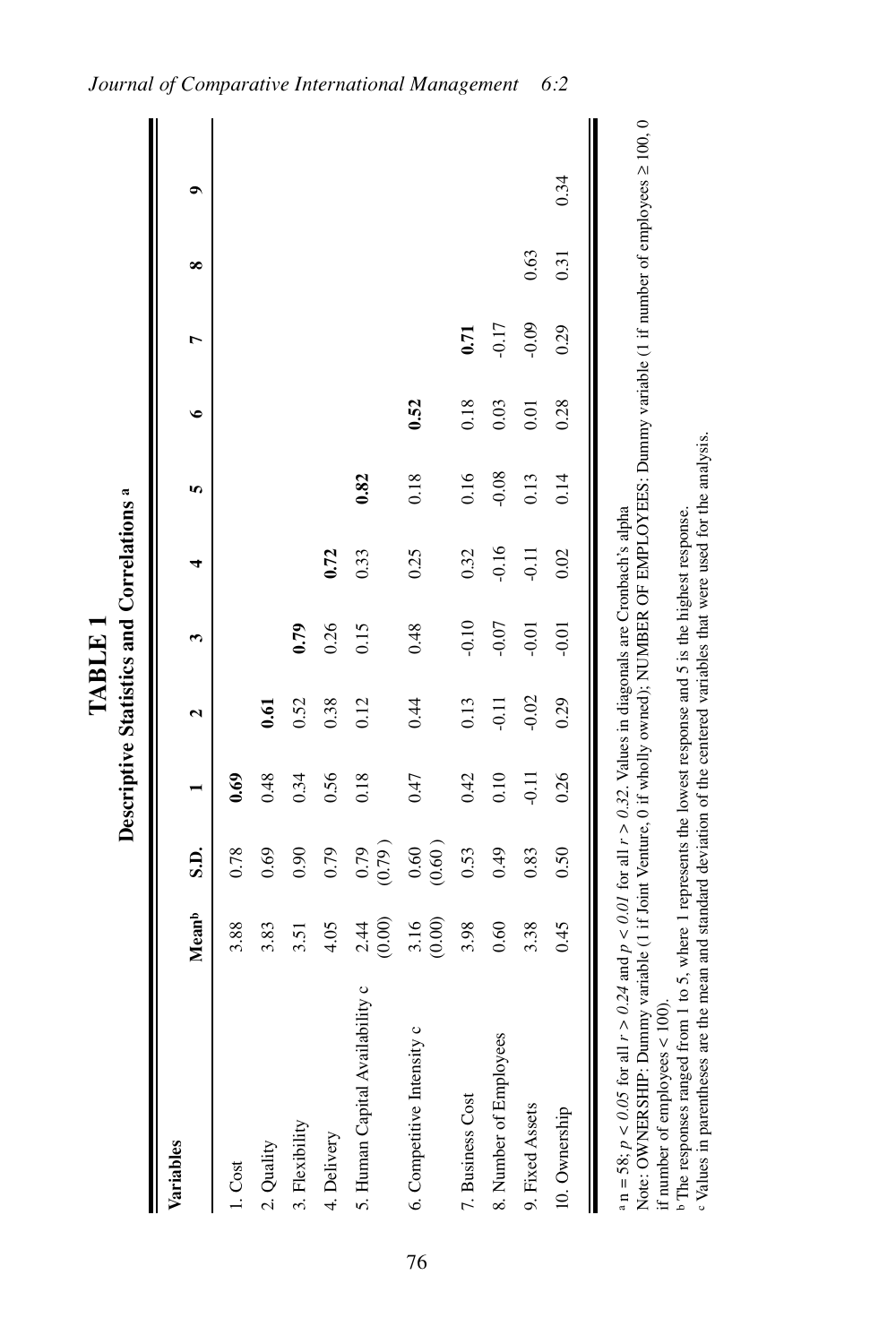# TABLE 1

## Descriptive Statistics and Correlations [a]

| Variables | Mean[b] | S.D. | 1 | 2 | 3 | 4 | 5 | 6 | 7 | 8 | 9 |
|---|---|---|---|---|---|---|---|---|---|---|---|
| 1. Cost | 3.88 | 0.78 | **0.69** | | | | | | | | |
| 2. Quality | 3.83 | 0.69 | 0.48 | **0.61** | | | | | | | |
| 3. Flexibility | 3.51 | 0.90 | 0.34 | 0.52 | **0.79** | | | | | | |
| 4. Delivery | 4.05 | 0.79 | 0.56 | 0.38 | 0.26 | **0.72** | | | | | |
| 5. Human Capital Availability c | 2.44 (0.00) | 0.79 (0.79) | 0.18 | 0.12 | 0.15 | 0.33 | **0.82** | | | | |
| 6. Competitive Intensity c | 3.16 (0.00) | 0.60 (0.60) | 0.47 | 0.44 | 0.48 | 0.25 | 0.18 | **0.52** | | | |
| 7. Business Cost | 3.98 | 0.53 | 0.42 | 0.13 | -0.10 | 0.32 | 0.16 | 0.18 | **0.71** | | |
| 8. Number of Employees | 0.60 | 0.49 | 0.10 | -0.11 | -0.07 | -0.16 | -0.08 | 0.03 | -0.17 | | |
| 9. Fixed Assets | 3.38 | 0.83 | -0.11 | -0.02 | -0.01 | -0.11 | 0.13 | 0.01 | -0.09 | 0.63 | |
| 10. Ownership | 0.45 | 0.50 | 0.26 | 0.29 | -0.01 | 0.02 | 0.14 | 0.28 | 0.29 | 0.31 | 0.34 |

[a] n = 58; $p < 0.05$ for all $r > 0.24$ and $p < 0.01$ for all $r > 0.32$. Values in diagonals are Cronbach's alpha

Note: OWNERSHIP: Dummy variable (1 if Joint Venture, 0 if wholly owned); NUMBER OF EMPLOYEES: Dummy variable (1 if number of employees ≥ 100, 0 if number of employees < 100).

[b] The responses ranged from 1 to 5, where 1 represents the lowest response and 5 is the highest response.

[c] Values in parentheses are the mean and standard deviation of the centered variables that were used for the analysis.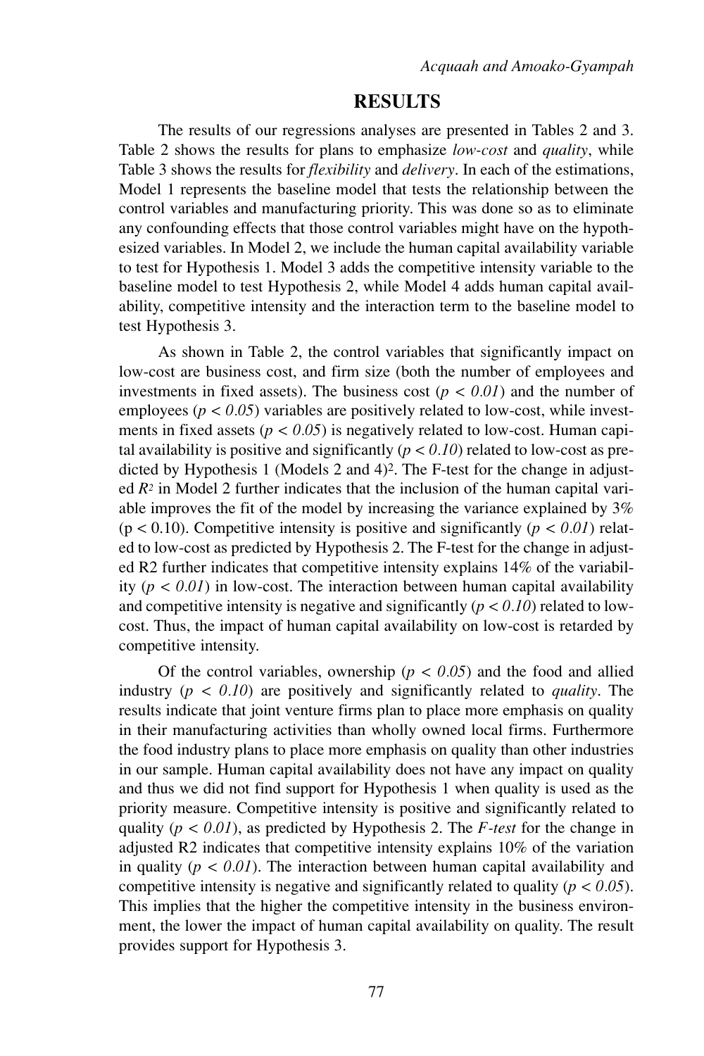## RESULTS

The results of our regressions analyses are presented in Tables 2 and 3. Table 2 shows the results for plans to emphasize *low-cost* and *quality*, while Table 3 shows the results for *flexibility* and *delivery*. In each of the estimations, Model 1 represents the baseline model that tests the relationship between the control variables and manufacturing priority. This was done so as to eliminate any confounding effects that those control variables might have on the hypothesized variables. In Model 2, we include the human capital availability variable to test for Hypothesis 1. Model 3 adds the competitive intensity variable to the baseline model to test Hypothesis 2, while Model 4 adds human capital availability, competitive intensity and the interaction term to the baseline model to test Hypothesis 3.

As shown in Table 2, the control variables that significantly impact on low-cost are business cost, and firm size (both the number of employees and investments in fixed assets). The business cost ($p < 0.01$) and the number of employees ($p < 0.05$) variables are positively related to low-cost, while investments in fixed assets ($p < 0.05$) is negatively related to low-cost. Human capital availability is positive and significantly ($p < 0.10$) related to low-cost as predicted by Hypothesis 1 (Models 2 and 4)[2]. The F-test for the change in adjusted $R^2$ in Model 2 further indicates that the inclusion of the human capital variable improves the fit of the model by increasing the variance explained by 3% ($p < 0.10$). Competitive intensity is positive and significantly ($p < 0.01$) related to low-cost as predicted by Hypothesis 2. The F-test for the change in adjusted R2 further indicates that competitive intensity explains 14% of the variability ($p < 0.01$) in low-cost. The interaction between human capital availability and competitive intensity is negative and significantly ($p < 0.10$) related to low-cost. Thus, the impact of human capital availability on low-cost is retarded by competitive intensity.

Of the control variables, ownership ($p < 0.05$) and the food and allied industry ($p < 0.10$) are positively and significantly related to *quality*. The results indicate that joint venture firms plan to place more emphasis on quality in their manufacturing activities than wholly owned local firms. Furthermore the food industry plans to place more emphasis on quality than other industries in our sample. Human capital availability does not have any impact on quality and thus we did not find support for Hypothesis 1 when quality is used as the priority measure. Competitive intensity is positive and significantly related to quality ($p < 0.01$), as predicted by Hypothesis 2. The *F-test* for the change in adjusted R2 indicates that competitive intensity explains 10% of the variation in quality ($p < 0.01$). The interaction between human capital availability and competitive intensity is negative and significantly related to quality ($p < 0.05$). This implies that the higher the competitive intensity in the business environment, the lower the impact of human capital availability on quality. The result provides support for Hypothesis 3.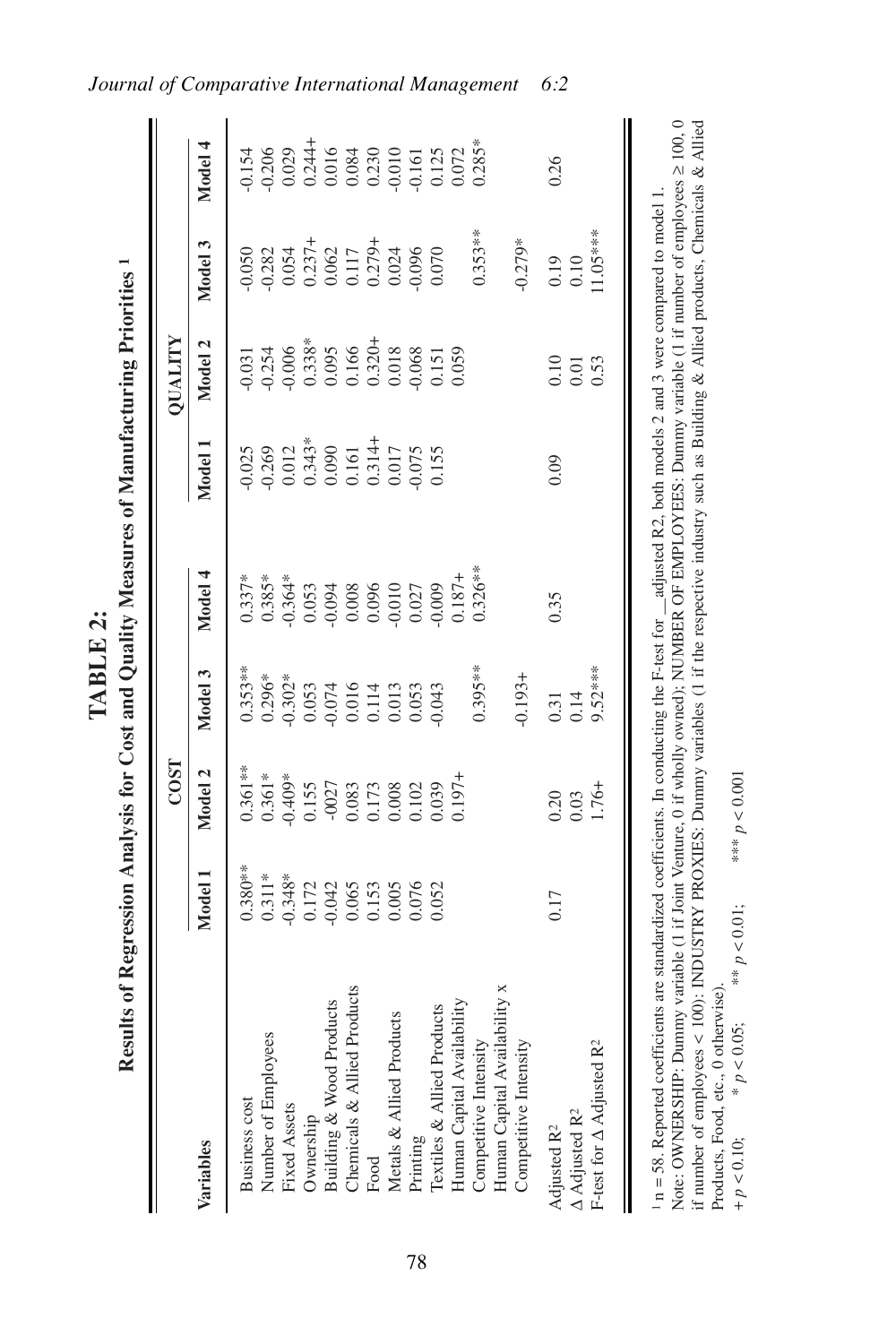**TABLE 2:**
**Results of Regression Analysis for Cost and Quality Measures of Manufacturing Priorities [1]**

| Variables | COST | | | | QUALITY | | | |
|---|---|---|---|---|---|---|---|---|
| | Model 1 | Model 2 | Model 3 | Model 4 | Model 1 | Model 2 | Model 3 | Model 4 |
| Business cost | 0.380** | 0.361** | 0.353** | 0.337* | -0.025 | -0.031 | -0.050 | -0.154 |
| Number of Employees | 0.311* | 0.361* | 0.296* | 0.385* | -0.269 | -0.254 | -0.282 | -0.206 |
| Fixed Assets | -0.348* | -0.409* | -0.302* | -0.364* | 0.012 | -0.006 | 0.054 | 0.029 |
| Ownership | 0.172 | 0.155 | 0.053 | 0.053 | 0.343* | 0.338* | 0.237+ | 0.244+ |
| Building & Wood Products | -0.042 | -0027 | -0.074 | -0.094 | 0.090 | 0.095 | 0.062 | 0.016 |
| Chemicals & Allied Products | 0.065 | 0.083 | 0.016 | 0.008 | 0.161 | 0.166 | 0.117 | 0.084 |
| Food | 0.153 | 0.173 | 0.114 | 0.096 | 0.314+ | 0.320+ | 0.279+ | 0.230 |
| Metals & Allied Products | 0.005 | 0.008 | 0.013 | -0.010 | 0.017 | 0.018 | 0.024 | -0.010 |
| Printing | 0.076 | 0.102 | 0.053 | 0.027 | -0.075 | -0.068 | -0.096 | -0.161 |
| Textiles & Allied Products | 0.052 | 0.039 | -0.043 | -0.009 | 0.155 | 0.151 | 0.070 | 0.125 |
| Human Capital Availability | | 0.197+ | | 0.187+ | | 0.059 | | 0.072 |
| Competitive Intensity | | | 0.395** | 0.326** | | | 0.353** | 0.285* |
| Human Capital Availability x Competitive Intensity | | | -0.193+ | | | | -0.279* | |
| Adjusted $R^2$ | 0.17 | 0.20 | 0.31 | 0.35 | 0.09 | 0.10 | 0.19 | 0.26 |
| $\Delta$ Adjusted $R^2$ | | 0.03 | 0.14 | | | 0.01 | 0.10 | |
| F-test for $\Delta$ Adjusted $R^2$ | | 1.76+ | 9.52*** | | | 0.53 | 11.05*** | |

[1] n = 58. Reported coefficients are standardized coefficients. In conducting the F-test for adjusted R2, both models 2 and 3 were compared to model 1.
Note: OWNERSHIP: Dummy variable (1 if Joint Venture, 0 if wholly owned); NUMBER OF EMPLOYEES: Dummy variable (1 if number of employees ≥ 100, 0 if number of employees < 100); INDUSTRY PROXIES: Dummy variables (1 if the respective industry such as Building & Allied products, Chemicals & Allied Products, Food, etc., 0 otherwise).
+ $p < 0.10$; * $p < 0.05$; ** $p < 0.01$; *** $p < 0.001$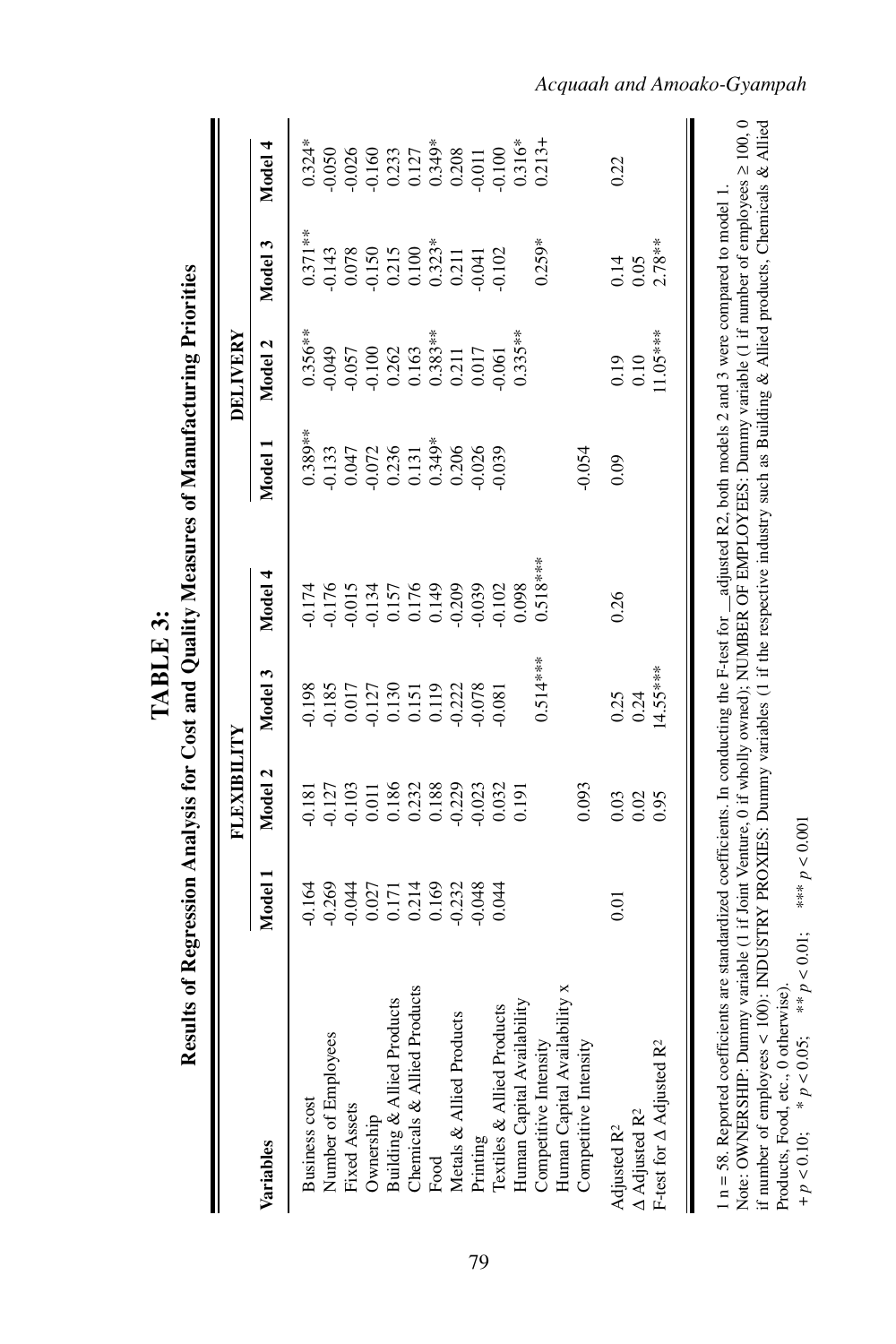# TABLE 3:
## Results of Regression Analysis for Cost and Quality Measures of Manufacturing Priorities

| Variables | FLEXIBILITY | | | | DELIVERY | | | |
|---|---|---|---|---|---|---|---|---|
| | Model 1 | Model 2 | Model 3 | Model 4 | Model 1 | Model 2 | Model 3 | Model 4 |
| Business cost | -0.164 | -0.181 | -0.198 | -0.174 | 0.389** | 0.356** | 0.371** | 0.324* |
| Number of Employees | -0.269 | -0.127 | -0.185 | -0.176 | -0.133 | -0.049 | -0.143 | -0.050 |
| Fixed Assets | -0.044 | -0.103 | 0.017 | -0.015 | 0.047 | -0.057 | 0.078 | -0.026 |
| Ownership | 0.027 | 0.011 | -0.127 | -0.134 | -0.072 | -0.100 | -0.150 | -0.160 |
| Building & Allied Products | 0.171 | 0.186 | 0.130 | 0.157 | 0.236 | 0.262 | 0.215 | 0.233 |
| Chemicals & Allied Products | 0.214 | 0.232 | 0.151 | 0.176 | 0.131 | 0.163 | 0.100 | 0.127 |
| Food | 0.169 | 0.188 | 0.119 | 0.149 | 0.349* | 0.383** | 0.323* | 0.349* |
| Metals & Allied Products | -0.232 | -0.229 | -0.222 | -0.209 | 0.206 | 0.211 | 0.211 | 0.208 |
| Printing | -0.048 | -0.023 | -0.078 | -0.039 | -0.026 | 0.017 | -0.041 | -0.011 |
| Textiles & Allied Products | 0.044 | 0.032 | -0.081 | -0.102 | -0.039 | -0.061 | -0.102 | -0.100 |
| Human Capital Availability | | 0.191 | | 0.098 | | 0.335** | | 0.316* |
| Competitive Intensity | | | 0.514*** | 0.518*** | | | 0.259* | 0.213+ |
| Human Capital Availability x Competitive Intensity | | 0.093 | | | -0.054 | | | |
| Adjusted $R^2$ | 0.01 | 0.03 | 0.25 | 0.26 | 0.09 | 0.19 | 0.14 | 0.22 |
| Δ Adjusted $R^2$ | | 0.02 | 0.24 | | | 0.10 | 0.05 | |
| F-test for Δ Adjusted $R^2$ | | 0.95 | 14.55*** | | | 11.05*** | 2.78** | |

1 n = 58. Reported coefficients are standardized coefficients. In conducting the F-test for __adjusted R2, both models 2 and 3 were compared to model 1.
Note: OWNERSHIP: Dummy variable (1 if Joint Venture, 0 if wholly owned); NUMBER OF EMPLOYEES: Dummy variable (1 if number of employees ≥ 100, 0 if number of employees < 100); INDUSTRY PROXIES: Dummy variables (1 if the respective industry such as Building & Allied products, Chemicals & Allied Products, Food, etc., 0 otherwise).
+ $p < 0.10$; * $p < 0.05$; ** $p < 0.01$; *** $p < 0.001$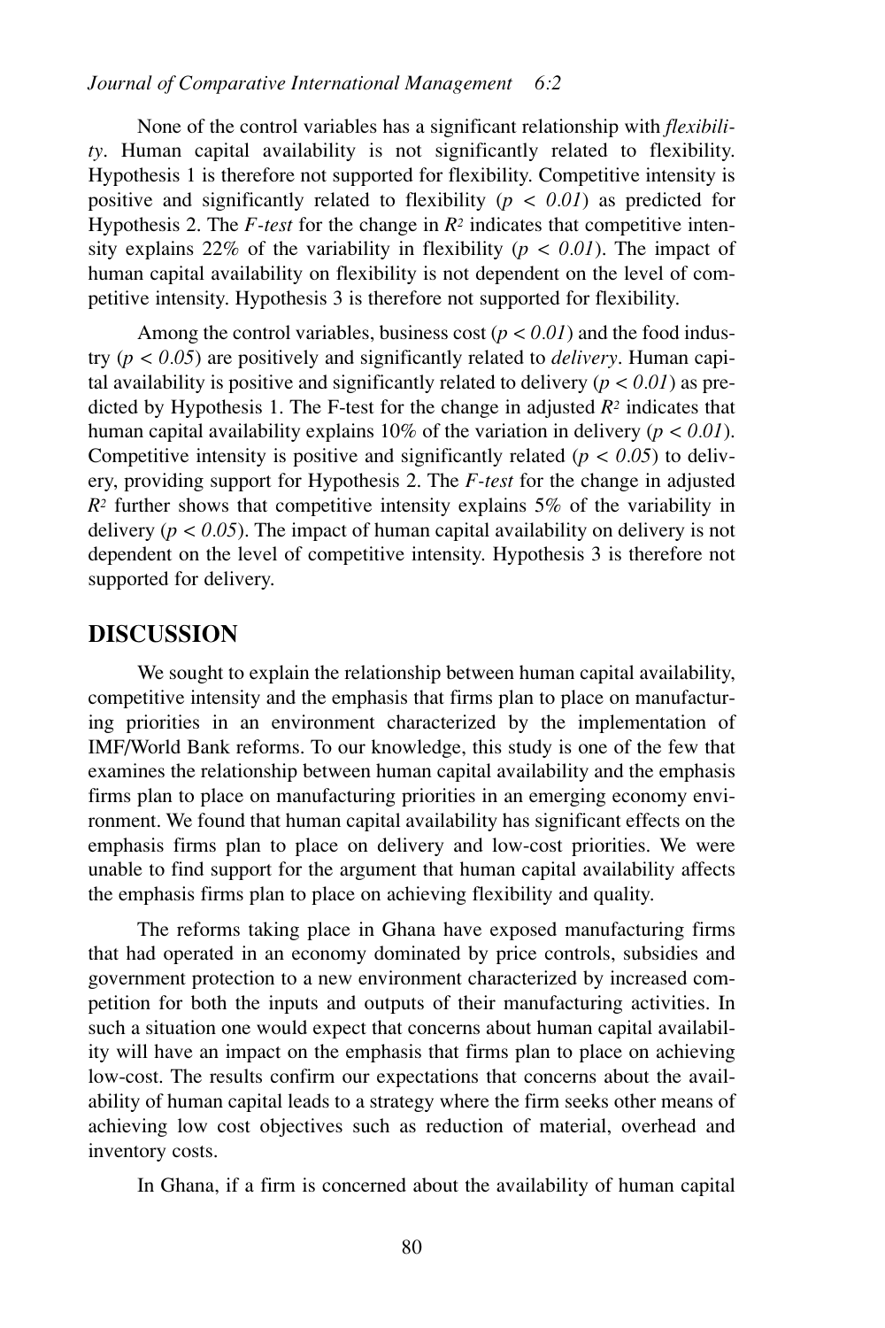None of the control variables has a significant relationship with *flexibility*. Human capital availability is not significantly related to flexibility. Hypothesis 1 is therefore not supported for flexibility. Competitive intensity is positive and significantly related to flexibility ($p < 0.01$) as predicted for Hypothesis 2. The *F-test* for the change in $R^2$ indicates that competitive intensity explains 22% of the variability in flexibility ($p < 0.01$). The impact of human capital availability on flexibility is not dependent on the level of competitive intensity. Hypothesis 3 is therefore not supported for flexibility.

Among the control variables, business cost ($p < 0.01$) and the food industry ($p < 0.05$) are positively and significantly related to *delivery*. Human capital availability is positive and significantly related to delivery ($p < 0.01$) as predicted by Hypothesis 1. The F-test for the change in adjusted $R^2$ indicates that human capital availability explains 10% of the variation in delivery ($p < 0.01$). Competitive intensity is positive and significantly related ($p < 0.05$) to delivery, providing support for Hypothesis 2. The *F-test* for the change in adjusted $R^2$ further shows that competitive intensity explains 5% of the variability in delivery ($p < 0.05$). The impact of human capital availability on delivery is not dependent on the level of competitive intensity. Hypothesis 3 is therefore not supported for delivery.

## DISCUSSION

We sought to explain the relationship between human capital availability, competitive intensity and the emphasis that firms plan to place on manufacturing priorities in an environment characterized by the implementation of IMF/World Bank reforms. To our knowledge, this study is one of the few that examines the relationship between human capital availability and the emphasis firms plan to place on manufacturing priorities in an emerging economy environment. We found that human capital availability has significant effects on the emphasis firms plan to place on delivery and low-cost priorities. We were unable to find support for the argument that human capital availability affects the emphasis firms plan to place on achieving flexibility and quality.

The reforms taking place in Ghana have exposed manufacturing firms that had operated in an economy dominated by price controls, subsidies and government protection to a new environment characterized by increased competition for both the inputs and outputs of their manufacturing activities. In such a situation one would expect that concerns about human capital availability will have an impact on the emphasis that firms plan to place on achieving low-cost. The results confirm our expectations that concerns about the availability of human capital leads to a strategy where the firm seeks other means of achieving low cost objectives such as reduction of material, overhead and inventory costs.

In Ghana, if a firm is concerned about the availability of human capital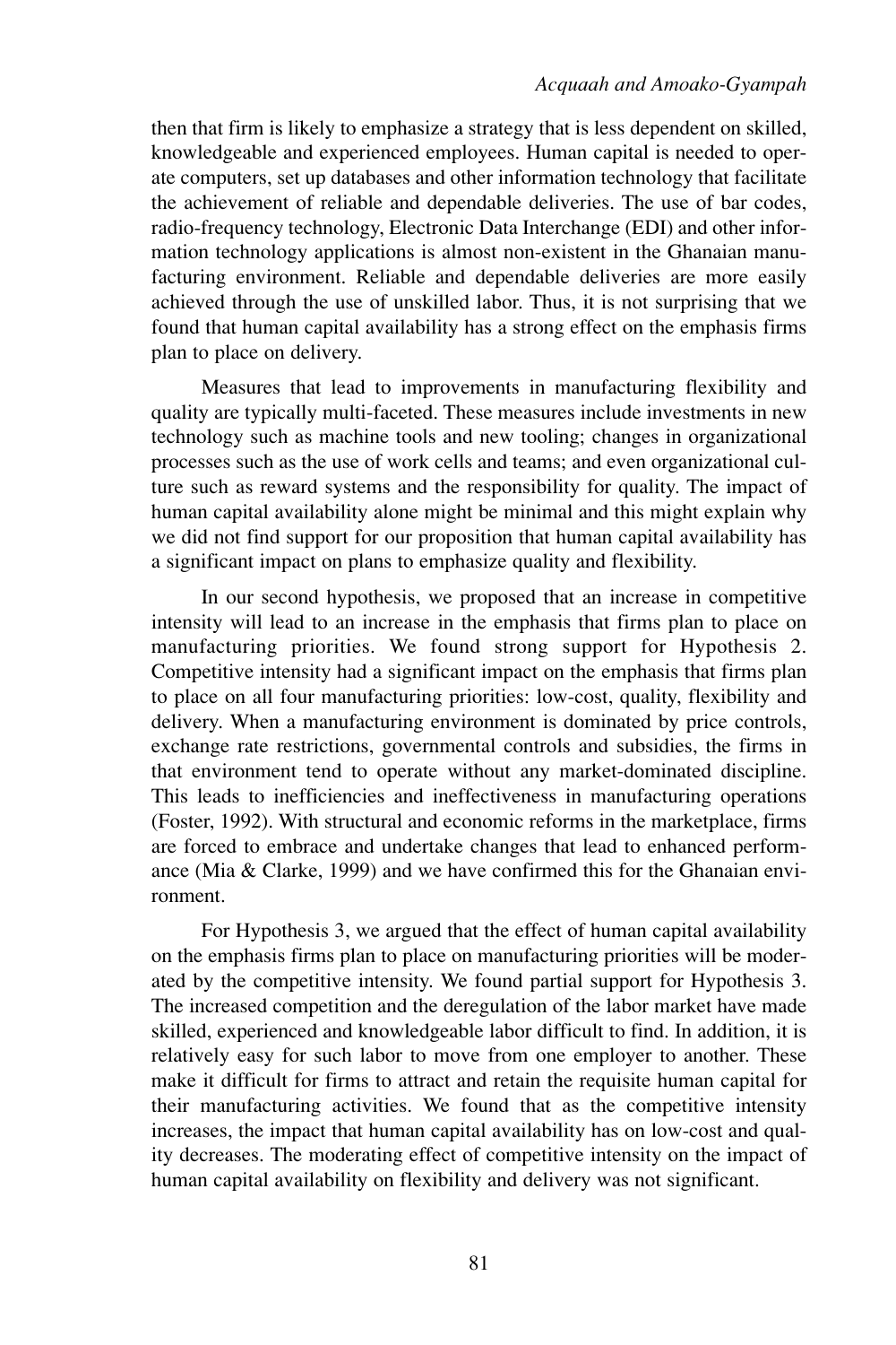then that firm is likely to emphasize a strategy that is less dependent on skilled, knowledgeable and experienced employees. Human capital is needed to operate computers, set up databases and other information technology that facilitate the achievement of reliable and dependable deliveries. The use of bar codes, radio-frequency technology, Electronic Data Interchange (EDI) and other information technology applications is almost non-existent in the Ghanaian manufacturing environment. Reliable and dependable deliveries are more easily achieved through the use of unskilled labor. Thus, it is not surprising that we found that human capital availability has a strong effect on the emphasis firms plan to place on delivery.

Measures that lead to improvements in manufacturing flexibility and quality are typically multi-faceted. These measures include investments in new technology such as machine tools and new tooling; changes in organizational processes such as the use of work cells and teams; and even organizational culture such as reward systems and the responsibility for quality. The impact of human capital availability alone might be minimal and this might explain why we did not find support for our proposition that human capital availability has a significant impact on plans to emphasize quality and flexibility.

In our second hypothesis, we proposed that an increase in competitive intensity will lead to an increase in the emphasis that firms plan to place on manufacturing priorities. We found strong support for Hypothesis 2. Competitive intensity had a significant impact on the emphasis that firms plan to place on all four manufacturing priorities: low-cost, quality, flexibility and delivery. When a manufacturing environment is dominated by price controls, exchange rate restrictions, governmental controls and subsidies, the firms in that environment tend to operate without any market-dominated discipline. This leads to inefficiencies and ineffectiveness in manufacturing operations (Foster, 1992). With structural and economic reforms in the marketplace, firms are forced to embrace and undertake changes that lead to enhanced performance (Mia & Clarke, 1999) and we have confirmed this for the Ghanaian environment.

For Hypothesis 3, we argued that the effect of human capital availability on the emphasis firms plan to place on manufacturing priorities will be moderated by the competitive intensity. We found partial support for Hypothesis 3. The increased competition and the deregulation of the labor market have made skilled, experienced and knowledgeable labor difficult to find. In addition, it is relatively easy for such labor to move from one employer to another. These make it difficult for firms to attract and retain the requisite human capital for their manufacturing activities. We found that as the competitive intensity increases, the impact that human capital availability has on low-cost and quality decreases. The moderating effect of competitive intensity on the impact of human capital availability on flexibility and delivery was not significant.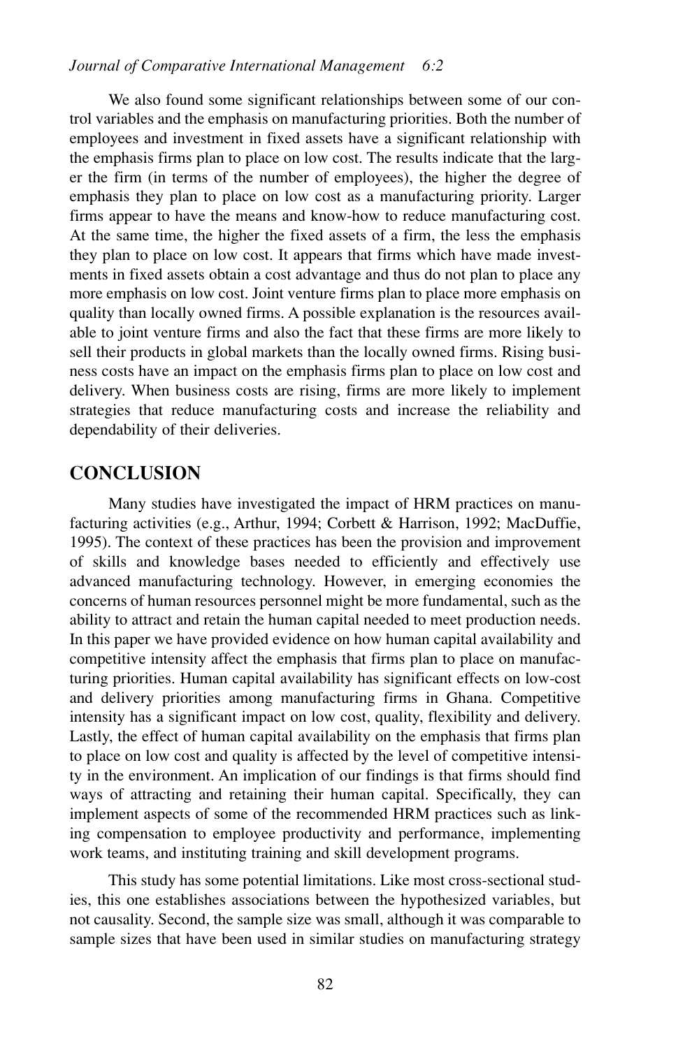We also found some significant relationships between some of our control variables and the emphasis on manufacturing priorities. Both the number of employees and investment in fixed assets have a significant relationship with the emphasis firms plan to place on low cost. The results indicate that the larger the firm (in terms of the number of employees), the higher the degree of emphasis they plan to place on low cost as a manufacturing priority. Larger firms appear to have the means and know-how to reduce manufacturing cost. At the same time, the higher the fixed assets of a firm, the less the emphasis they plan to place on low cost. It appears that firms which have made investments in fixed assets obtain a cost advantage and thus do not plan to place any more emphasis on low cost. Joint venture firms plan to place more emphasis on quality than locally owned firms. A possible explanation is the resources available to joint venture firms and also the fact that these firms are more likely to sell their products in global markets than the locally owned firms. Rising business costs have an impact on the emphasis firms plan to place on low cost and delivery. When business costs are rising, firms are more likely to implement strategies that reduce manufacturing costs and increase the reliability and dependability of their deliveries.

## CONCLUSION

Many studies have investigated the impact of HRM practices on manufacturing activities (e.g., Arthur, 1994; Corbett & Harrison, 1992; MacDuffie, 1995). The context of these practices has been the provision and improvement of skills and knowledge bases needed to efficiently and effectively use advanced manufacturing technology. However, in emerging economies the concerns of human resources personnel might be more fundamental, such as the ability to attract and retain the human capital needed to meet production needs. In this paper we have provided evidence on how human capital availability and competitive intensity affect the emphasis that firms plan to place on manufacturing priorities. Human capital availability has significant effects on low-cost and delivery priorities among manufacturing firms in Ghana. Competitive intensity has a significant impact on low cost, quality, flexibility and delivery. Lastly, the effect of human capital availability on the emphasis that firms plan to place on low cost and quality is affected by the level of competitive intensity in the environment. An implication of our findings is that firms should find ways of attracting and retaining their human capital. Specifically, they can implement aspects of some of the recommended HRM practices such as linking compensation to employee productivity and performance, implementing work teams, and instituting training and skill development programs.

This study has some potential limitations. Like most cross-sectional studies, this one establishes associations between the hypothesized variables, but not causality. Second, the sample size was small, although it was comparable to sample sizes that have been used in similar studies on manufacturing strategy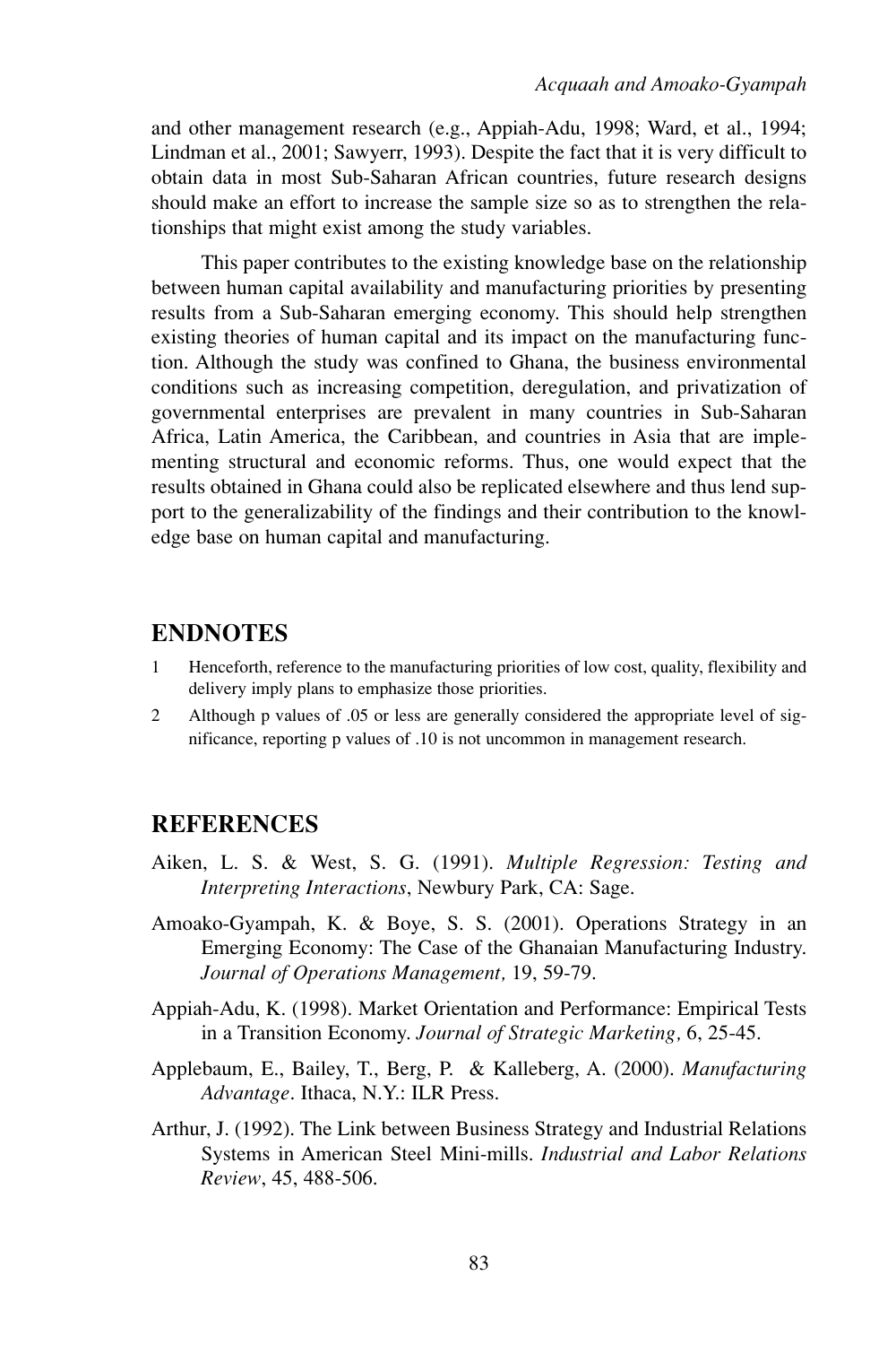and other management research (e.g., Appiah-Adu, 1998; Ward, et al., 1994; Lindman et al., 2001; Sawyerr, 1993). Despite the fact that it is very difficult to obtain data in most Sub-Saharan African countries, future research designs should make an effort to increase the sample size so as to strengthen the relationships that might exist among the study variables.

This paper contributes to the existing knowledge base on the relationship between human capital availability and manufacturing priorities by presenting results from a Sub-Saharan emerging economy. This should help strengthen existing theories of human capital and its impact on the manufacturing function. Although the study was confined to Ghana, the business environmental conditions such as increasing competition, deregulation, and privatization of governmental enterprises are prevalent in many countries in Sub-Saharan Africa, Latin America, the Caribbean, and countries in Asia that are implementing structural and economic reforms. Thus, one would expect that the results obtained in Ghana could also be replicated elsewhere and thus lend support to the generalizability of the findings and their contribution to the knowledge base on human capital and manufacturing.

## ENDNOTES

1 Henceforth, reference to the manufacturing priorities of low cost, quality, flexibility and delivery imply plans to emphasize those priorities.

2 Although p values of .05 or less are generally considered the appropriate level of significance, reporting p values of .10 is not uncommon in management research.

## REFERENCES

Aiken, L. S. & West, S. G. (1991). *Multiple Regression: Testing and Interpreting Interactions*, Newbury Park, CA: Sage.

Amoako-Gyampah, K. & Boye, S. S. (2001). Operations Strategy in an Emerging Economy: The Case of the Ghanaian Manufacturing Industry. *Journal of Operations Management,* 19, 59-79.

Appiah-Adu, K. (1998). Market Orientation and Performance: Empirical Tests in a Transition Economy. *Journal of Strategic Marketing,* 6, 25-45.

Applebaum, E., Bailey, T., Berg, P. & Kalleberg, A. (2000). *Manufacturing Advantage*. Ithaca, N.Y.: ILR Press.

Arthur, J. (1992). The Link between Business Strategy and Industrial Relations Systems in American Steel Mini-mills. *Industrial and Labor Relations Review*, 45, 488-506.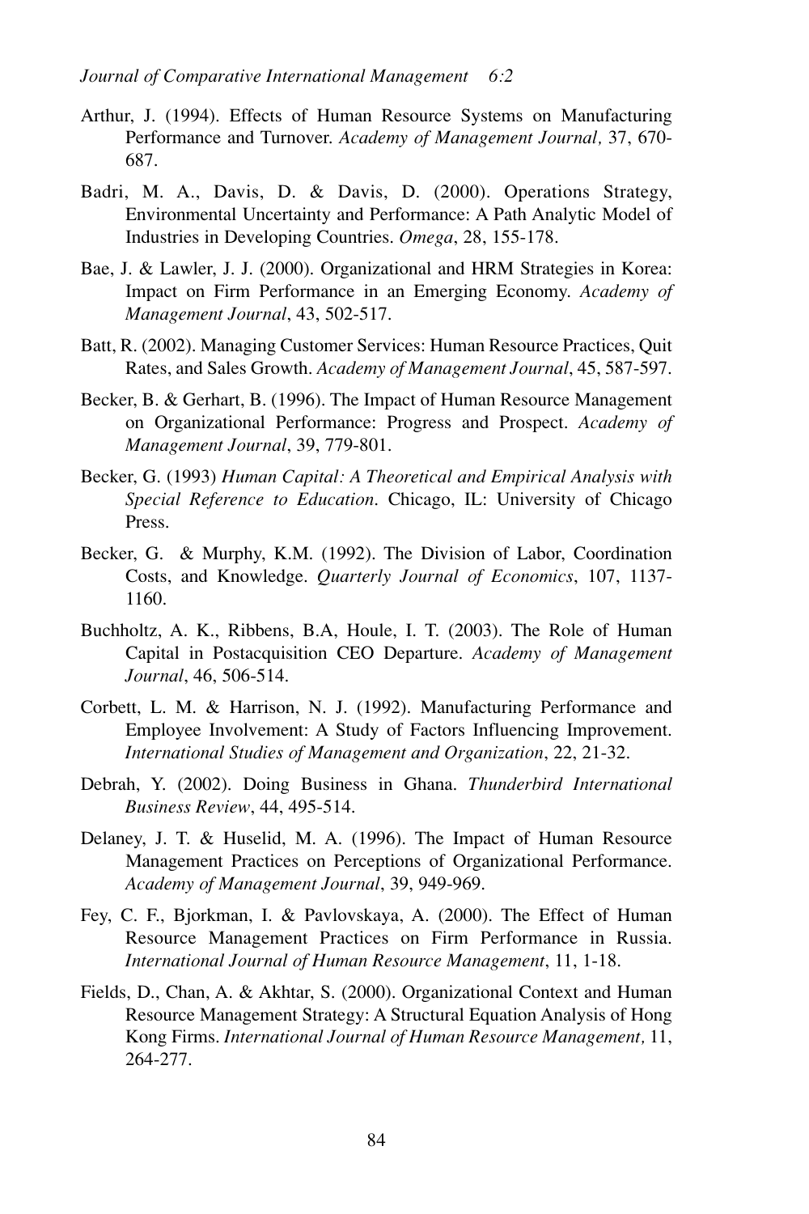Arthur, J. (1994). Effects of Human Resource Systems on Manufacturing Performance and Turnover. *Academy of Management Journal,* 37, 670-687.

Badri, M. A., Davis, D. & Davis, D. (2000). Operations Strategy, Environmental Uncertainty and Performance: A Path Analytic Model of Industries in Developing Countries. *Omega*, 28, 155-178.

Bae, J. & Lawler, J. J. (2000). Organizational and HRM Strategies in Korea: Impact on Firm Performance in an Emerging Economy. *Academy of Management Journal*, 43, 502-517.

Batt, R. (2002). Managing Customer Services: Human Resource Practices, Quit Rates, and Sales Growth. *Academy of Management Journal*, 45, 587-597.

Becker, B. & Gerhart, B. (1996). The Impact of Human Resource Management on Organizational Performance: Progress and Prospect. *Academy of Management Journal*, 39, 779-801.

Becker, G. (1993) *Human Capital: A Theoretical and Empirical Analysis with Special Reference to Education*. Chicago, IL: University of Chicago Press.

Becker, G. & Murphy, K.M. (1992). The Division of Labor, Coordination Costs, and Knowledge. *Quarterly Journal of Economics*, 107, 1137-1160.

Buchholtz, A. K., Ribbens, B.A, Houle, I. T. (2003). The Role of Human Capital in Postacquisition CEO Departure. *Academy of Management Journal*, 46, 506-514.

Corbett, L. M. & Harrison, N. J. (1992). Manufacturing Performance and Employee Involvement: A Study of Factors Influencing Improvement. *International Studies of Management and Organization*, 22, 21-32.

Debrah, Y. (2002). Doing Business in Ghana. *Thunderbird International Business Review*, 44, 495-514.

Delaney, J. T. & Huselid, M. A. (1996). The Impact of Human Resource Management Practices on Perceptions of Organizational Performance. *Academy of Management Journal*, 39, 949-969.

Fey, C. F., Bjorkman, I. & Pavlovskaya, A. (2000). The Effect of Human Resource Management Practices on Firm Performance in Russia. *International Journal of Human Resource Management*, 11, 1-18.

Fields, D., Chan, A. & Akhtar, S. (2000). Organizational Context and Human Resource Management Strategy: A Structural Equation Analysis of Hong Kong Firms. *International Journal of Human Resource Management,* 11, 264-277.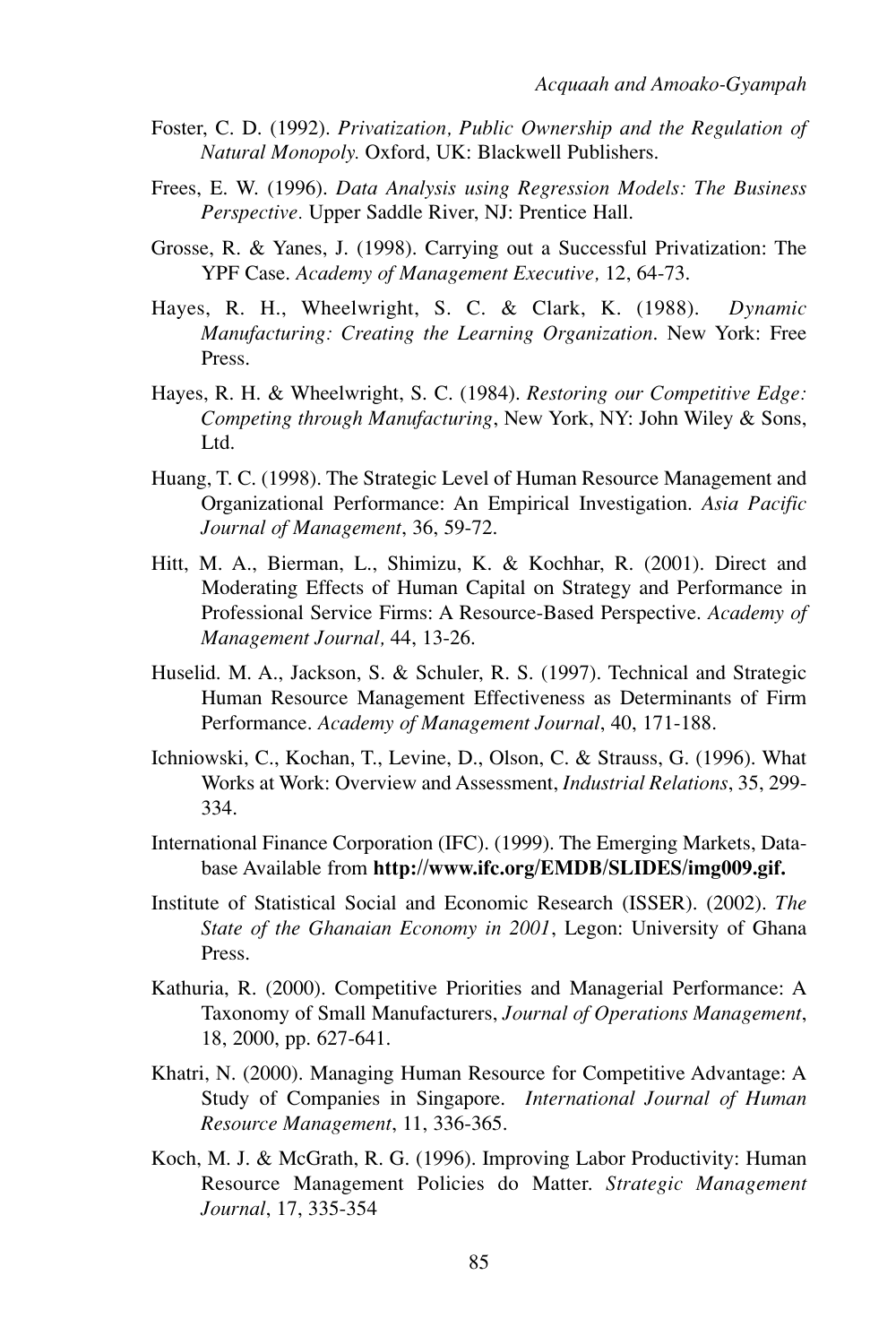Foster, C. D. (1992). *Privatization, Public Ownership and the Regulation of Natural Monopoly.* Oxford, UK: Blackwell Publishers.

Frees, E. W. (1996). *Data Analysis using Regression Models: The Business Perspective*. Upper Saddle River, NJ: Prentice Hall.

Grosse, R. & Yanes, J. (1998). Carrying out a Successful Privatization: The YPF Case. *Academy of Management Executive,* 12, 64-73.

Hayes, R. H., Wheelwright, S. C. & Clark, K. (1988). *Dynamic Manufacturing: Creating the Learning Organization*. New York: Free Press.

Hayes, R. H. & Wheelwright, S. C. (1984). *Restoring our Competitive Edge: Competing through Manufacturing*, New York, NY: John Wiley & Sons, Ltd.

Huang, T. C. (1998). The Strategic Level of Human Resource Management and Organizational Performance: An Empirical Investigation. *Asia Pacific Journal of Management*, 36, 59-72.

Hitt, M. A., Bierman, L., Shimizu, K. & Kochhar, R. (2001). Direct and Moderating Effects of Human Capital on Strategy and Performance in Professional Service Firms: A Resource-Based Perspective. *Academy of Management Journal,* 44, 13-26.

Huselid. M. A., Jackson, S. & Schuler, R. S. (1997). Technical and Strategic Human Resource Management Effectiveness as Determinants of Firm Performance. *Academy of Management Journal*, 40, 171-188.

Ichniowski, C., Kochan, T., Levine, D., Olson, C. & Strauss, G. (1996). What Works at Work: Overview and Assessment, *Industrial Relations*, 35, 299-334.

International Finance Corporation (IFC). (1999). The Emerging Markets, Database Available from **http://www.ifc.org/EMDB/SLIDES/img009.gif.**

Institute of Statistical Social and Economic Research (ISSER). (2002). *The State of the Ghanaian Economy in 2001*, Legon: University of Ghana Press.

Kathuria, R. (2000). Competitive Priorities and Managerial Performance: A Taxonomy of Small Manufacturers, *Journal of Operations Management*, 18, 2000, pp. 627-641.

Khatri, N. (2000). Managing Human Resource for Competitive Advantage: A Study of Companies in Singapore. *International Journal of Human Resource Management*, 11, 336-365.

Koch, M. J. & McGrath, R. G. (1996). Improving Labor Productivity: Human Resource Management Policies do Matter. *Strategic Management Journal*, 17, 335-354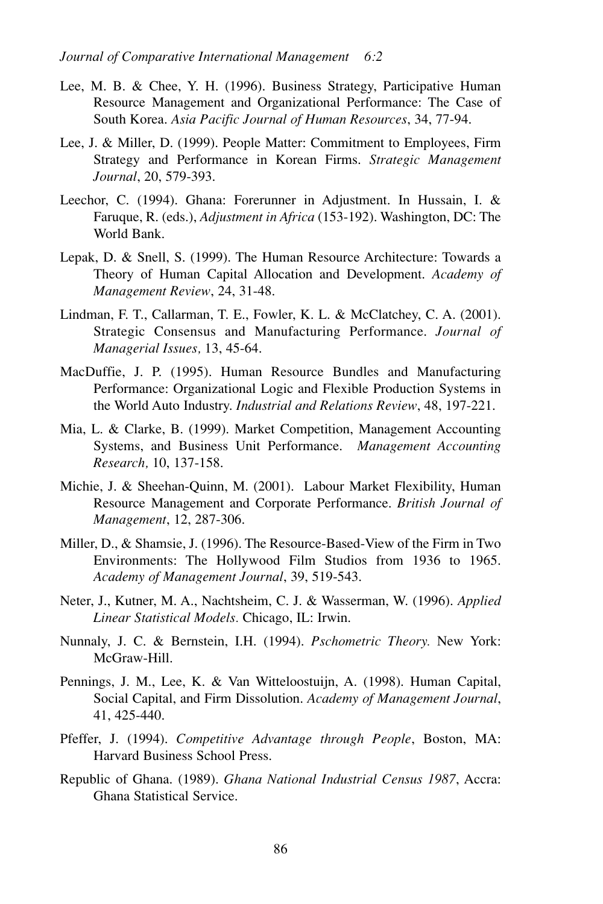Lee, M. B. & Chee, Y. H. (1996). Business Strategy, Participative Human Resource Management and Organizational Performance: The Case of South Korea. *Asia Pacific Journal of Human Resources*, 34, 77-94.

Lee, J. & Miller, D. (1999). People Matter: Commitment to Employees, Firm Strategy and Performance in Korean Firms. *Strategic Management Journal*, 20, 579-393.

Leechor, C. (1994). Ghana: Forerunner in Adjustment. In Hussain, I. & Faruque, R. (eds.), *Adjustment in Africa* (153-192). Washington, DC: The World Bank.

Lepak, D. & Snell, S. (1999). The Human Resource Architecture: Towards a Theory of Human Capital Allocation and Development. *Academy of Management Review*, 24, 31-48.

Lindman, F. T., Callarman, T. E., Fowler, K. L. & McClatchey, C. A. (2001). Strategic Consensus and Manufacturing Performance. *Journal of Managerial Issues,* 13, 45-64.

MacDuffie, J. P. (1995). Human Resource Bundles and Manufacturing Performance: Organizational Logic and Flexible Production Systems in the World Auto Industry. *Industrial and Relations Review*, 48, 197-221.

Mia, L. & Clarke, B. (1999). Market Competition, Management Accounting Systems, and Business Unit Performance. *Management Accounting Research,* 10, 137-158.

Michie, J. & Sheehan-Quinn, M. (2001). Labour Market Flexibility, Human Resource Management and Corporate Performance. *British Journal of Management*, 12, 287-306.

Miller, D., & Shamsie, J. (1996). The Resource-Based-View of the Firm in Two Environments: The Hollywood Film Studios from 1936 to 1965. *Academy of Management Journal*, 39, 519-543.

Neter, J., Kutner, M. A., Nachtsheim, C. J. & Wasserman, W. (1996). *Applied Linear Statistical Models.* Chicago, IL: Irwin.

Nunnaly, J. C. & Bernstein, I.H. (1994). *Pschometric Theory.* New York: McGraw-Hill.

Pennings, J. M., Lee, K. & Van Witteloostuijn, A. (1998). Human Capital, Social Capital, and Firm Dissolution. *Academy of Management Journal*, 41, 425-440.

Pfeffer, J. (1994). *Competitive Advantage through People*, Boston, MA: Harvard Business School Press.

Republic of Ghana. (1989). *Ghana National Industrial Census 1987*, Accra: Ghana Statistical Service.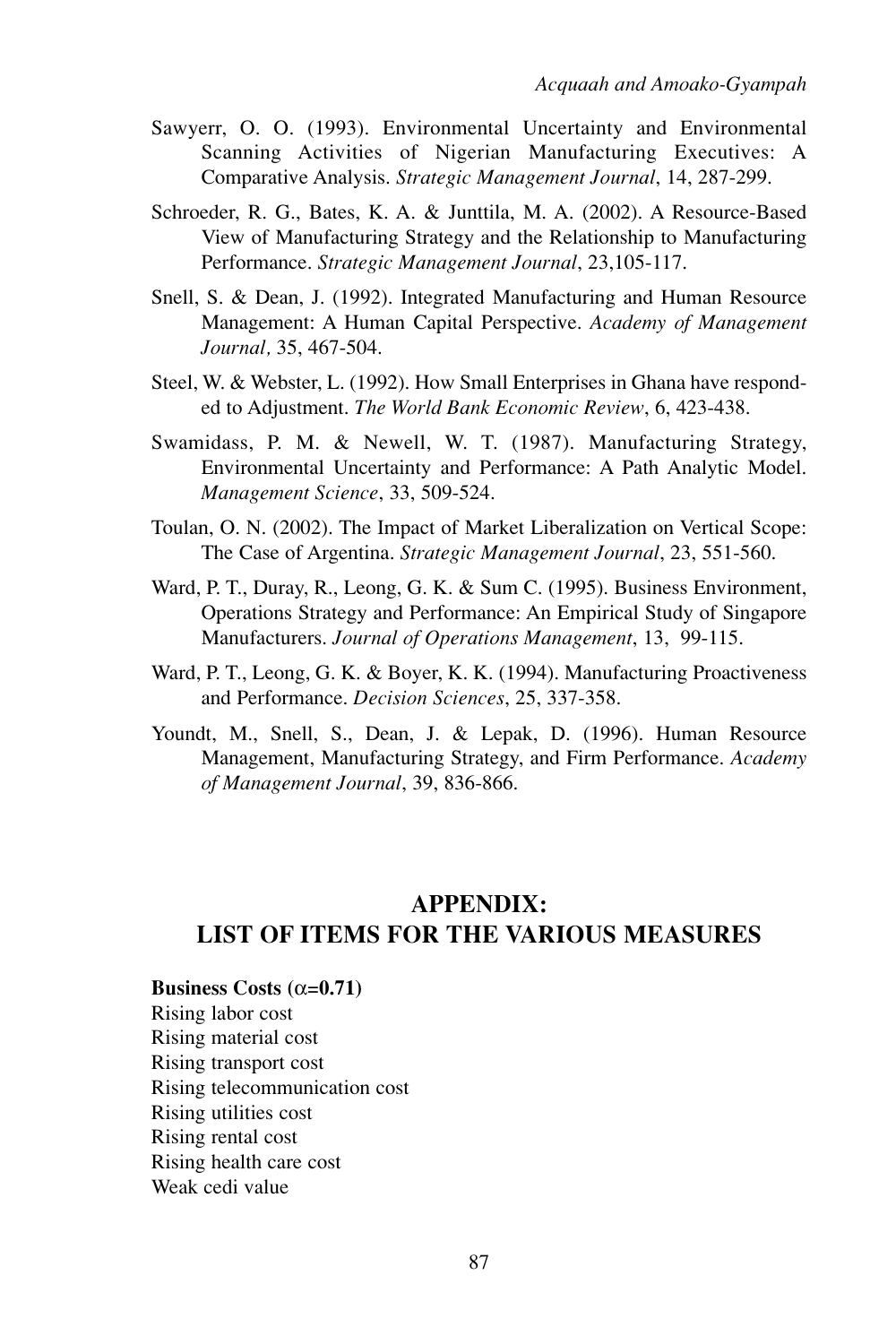Sawyerr, O. O. (1993). Environmental Uncertainty and Environmental Scanning Activities of Nigerian Manufacturing Executives: A Comparative Analysis. *Strategic Management Journal*, 14, 287-299.

Schroeder, R. G., Bates, K. A. & Junttila, M. A. (2002). A Resource-Based View of Manufacturing Strategy and the Relationship to Manufacturing Performance. *Strategic Management Journal*, 23,105-117.

Snell, S. & Dean, J. (1992). Integrated Manufacturing and Human Resource Management: A Human Capital Perspective. *Academy of Management Journal,* 35, 467-504.

Steel, W. & Webster, L. (1992). How Small Enterprises in Ghana have responded to Adjustment. *The World Bank Economic Review*, 6, 423-438.

Swamidass, P. M. & Newell, W. T. (1987). Manufacturing Strategy, Environmental Uncertainty and Performance: A Path Analytic Model. *Management Science*, 33, 509-524.

Toulan, O. N. (2002). The Impact of Market Liberalization on Vertical Scope: The Case of Argentina. *Strategic Management Journal*, 23, 551-560.

Ward, P. T., Duray, R., Leong, G. K. & Sum C. (1995). Business Environment, Operations Strategy and Performance: An Empirical Study of Singapore Manufacturers. *Journal of Operations Management*, 13, 99-115.

Ward, P. T., Leong, G. K. & Boyer, K. K. (1994). Manufacturing Proactiveness and Performance. *Decision Sciences*, 25, 337-358.

Youndt, M., Snell, S., Dean, J. & Lepak, D. (1996). Human Resource Management, Manufacturing Strategy, and Firm Performance. *Academy of Management Journal*, 39, 836-866.

## APPENDIX: LIST OF ITEMS FOR THE VARIOUS MEASURES

**Business Costs ($\alpha$=0.71)**

Rising labor cost
Rising material cost
Rising transport cost
Rising telecommunication cost
Rising utilities cost
Rising rental cost
Rising health care cost
Weak cedi value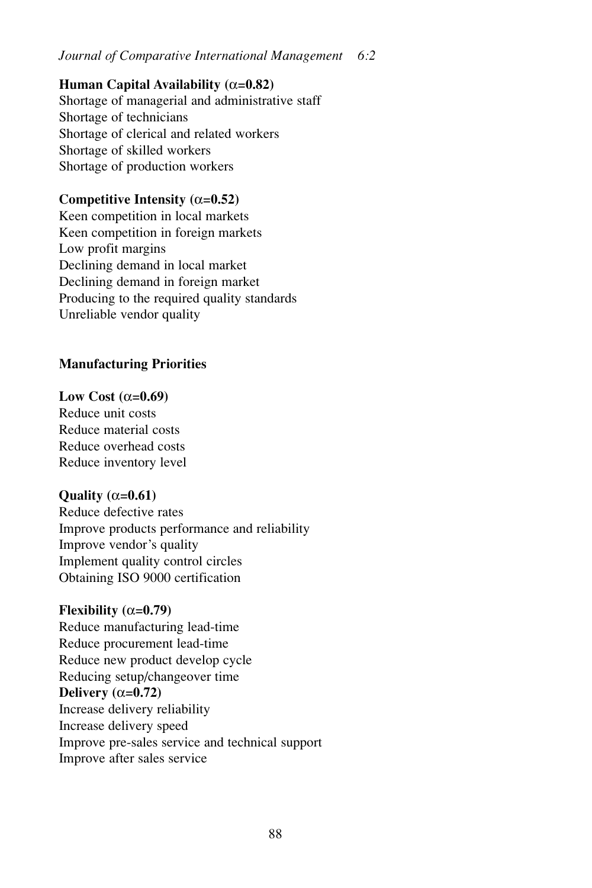**Human Capital Availability ($\alpha$=0.82)**
Shortage of managerial and administrative staff
Shortage of technicians
Shortage of clerical and related workers
Shortage of skilled workers
Shortage of production workers

**Competitive Intensity ($\alpha$=0.52)**
Keen competition in local markets
Keen competition in foreign markets
Low profit margins
Declining demand in local market
Declining demand in foreign market
Producing to the required quality standards
Unreliable vendor quality

**Manufacturing Priorities**

**Low Cost ($\alpha$=0.69)**
Reduce unit costs
Reduce material costs
Reduce overhead costs
Reduce inventory level

**Quality ($\alpha$=0.61)**
Reduce defective rates
Improve products performance and reliability
Improve vendor's quality
Implement quality control circles
Obtaining ISO 9000 certification

**Flexibility ($\alpha$=0.79)**
Reduce manufacturing lead-time
Reduce procurement lead-time
Reduce new product develop cycle
Reducing setup/changeover time

**Delivery ($\alpha$=0.72)**
Increase delivery reliability
Increase delivery speed
Improve pre-sales service and technical support
Improve after sales service